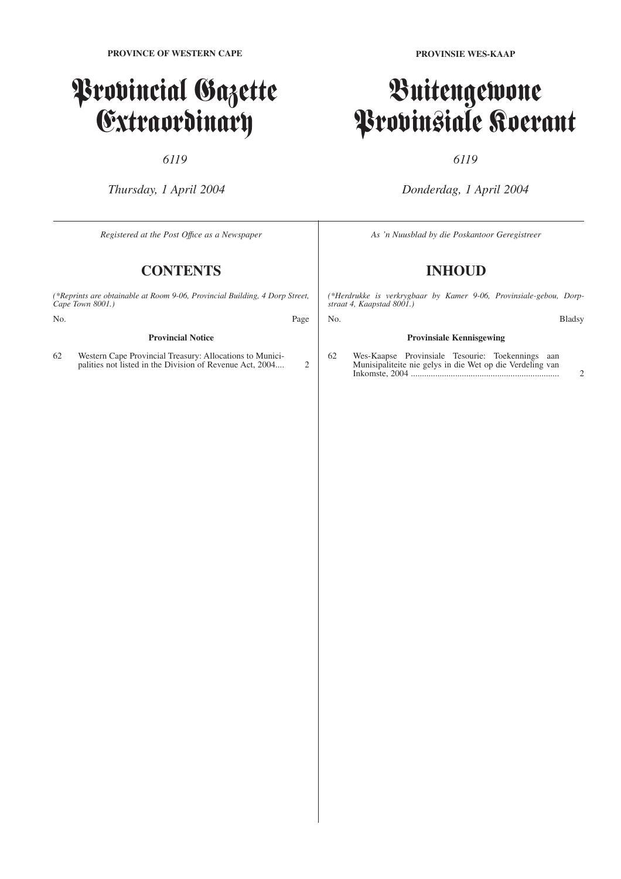PROVINCE OF WESTERN CAPE

# Provincial Gazette Extraordinary

*6119*

*Thursday, 1 April 2004*

*Registered at the Post Office as a Newspaper*

## CONTENTS

*(\*Reprints are obtainable at Room 9-06, Provincial Building, 4 Dorp Street, Cape Town 8001.)*

| No. | | Page |
|---|---|---|
| | **Provincial Notice** | |
| 62 | Western Cape Provincial Treasury: Allocations to Municipalities not listed in the Division of Revenue Act, 2004.... | 2 |

PROVINSIE WES-KAAP

# Buitengewone Provinsiale Koerant

*6119*

*Donderdag, 1 April 2004*

*As 'n Nuusblad by die Poskantoor Geregistreer*

## INHOUD

*(\*Herdrukke is verkrygbaar by Kamer 9-06, Provinsiale-gebou, Dorpstraat 4, Kaapstad 8001.)*

| No. | | Bladsy |
|---|---|---|
| | **Provinsiale Kennisgewing** | |
| 62 | Wes-Kaapse Provinsiale Tesourie: Toekennings aan Munisipaliteite nie gelys in die Wet op die Verdeling van Inkomste, 2004 ................................................................... | 2 |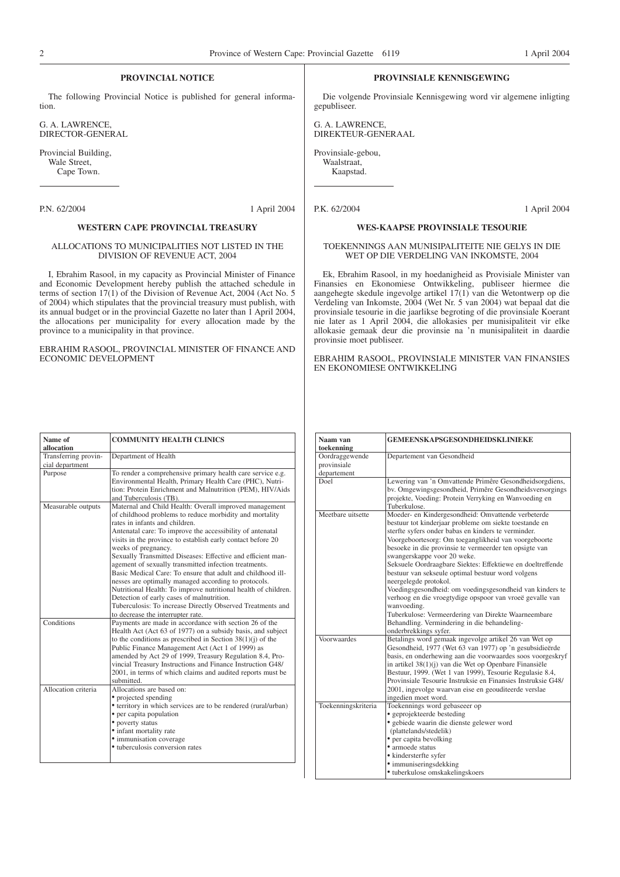## PROVINCIAL NOTICE

The following Provincial Notice is published for general information.

G. A. LAWRENCE,
DIRECTOR-GENERAL

Provincial Building,
Wale Street,
Cape Town.

P.N. 62/2004 1 April 2004

### WESTERN CAPE PROVINCIAL TREASURY

ALLOCATIONS TO MUNICIPALITIES NOT LISTED IN THE DIVISION OF REVENUE ACT, 2004

I, Ebrahim Rasool, in my capacity as Provincial Minister of Finance and Economic Development hereby publish the attached schedule in terms of section 17(1) of the Division of Revenue Act, 2004 (Act No. 5 of 2004) which stipulates that the provincial treasury must publish, with its annual budget or in the provincial Gazette no later than 1 April 2004, the allocations per municipality for every allocation made by the province to a municipality in that province.

EBRAHIM RASOOL, PROVINCIAL MINISTER OF FINANCE AND ECONOMIC DEVELOPMENT

| Name of allocation | COMMUNITY HEALTH CLINICS |
|---|---|
| Transferring provincial department | Department of Health |
| Purpose | To render a comprehensive primary health care service e.g. Environmental Health, Primary Health Care (PHC), Nutrition: Protein Enrichment and Malnutrition (PEM), HIV/Aids and Tuberculosis (TB). |
| Measurable outputs | Maternal and Child Health: Overall improved management of childhood problems to reduce morbidity and mortality rates in infants and children.<br>Antenatal care: To improve the accessibility of antenatal visits in the province to establish early contact before 20 weeks of pregnancy.<br>Sexually Transmitted Diseases: Effective and efficient management of sexually transmitted infection treatments.<br>Basic Medical Care: To ensure that adult and childhood illnesses are optimally managed according to protocols.<br>Nutritional Health: To improve nutritional health of children. Detection of early cases of malnutrition.<br>Tuberculosis: To increase Directly Observed Treatments and to decrease the interrupter rate. |
| Conditions | Payments are made in accordance with section 26 of the Health Act (Act 63 of 1977) on a subsidy basis, and subject to the conditions as prescribed in Section 38(1)(j) of the Public Finance Management Act (Act 1 of 1999) as amended by Act 29 of 1999, Treasury Regulation 8.4, Provincial Treasury Instructions and Finance Instruction G48/2001, in terms of which claims and audited reports must be submitted. |
| Allocation criteria | Allocations are based on:<br>• projected spending<br>• territory in which services are to be rendered (rural/urban)<br>• per capita population<br>• poverty status<br>• infant mortality rate<br>• immunisation coverage<br>• tuberculosis conversion rates |

## PROVINSIALE KENNISGEWING

Die volgende Provinsiale Kennisgewing word vir algemene inligting gepubliseer.

G. A. LAWRENCE,
DIREKTEUR-GENERAAL

Provinsiale-gebou,
Waalstraat,
Kaapstad.

P.K. 62/2004 1 April 2004

### WES-KAAPSE PROVINSIALE TESOURIE

TOEKENNINGS AAN MUNISIPALITEITE NIE GELYS IN DIE WET OP DIE VERDELING VAN INKOMSTE, 2004

Ek, Ebrahim Rasool, in my hoedanigheid as Provisiale Minister van Finansies en Ekonomiese Ontwikkeling, publiseer hiermee die aangehegte skedule ingevolge artikel 17(1) van die Wetontwerp op die Verdeling van Inkomste, 2004 (Wet Nr. 5 van 2004) wat bepaal dat die provinsiale tesourie in die jaarlikse begroting of die provinsiale Koerant nie later as 1 April 2004, die allokasies per munisipaliteit vir elke allokasie gemaak deur die provinsie na 'n munisipaliteit in daardie provinsie moet publiseer.

EBRAHIM RASOOL, PROVINSIALE MINISTER VAN FINANSIES EN EKONOMIESE ONTWIKKELING

| Naam van toekenning | GEMEENSKAPSGESONDHEIDSKLINIEKE |
|---|---|
| Oordraggewende provinsiale departement | Departement van Gesondheid |
| Doel | Lewering van 'n Omvattende Primêre Gesondheidsorgdiens, bv. Omgewingsgesondheid, Primêre Gesondheidsversorgings projekte, Voeding: Protein Verryking en Wanvoeding en Tuberkulose. |
| Meetbare uitsette | Moeder- en Kindergesondheid: Omvattende verbeterde bestuur tot kinderjaar probleme om siekte toestande en sterfte syfers onder babas en kinders te verminder.<br>Voorgeboortesorg: Om toeganglikheid van voorgeboorte besoeke in die provinsie te vermeerder ten opsigte van swangerskappe voor 20 weke.<br>Seksuele Oordraagbare Siektes: Effektiewe en doeltreffende bestuur van seksuele optimal bestuur word volgens neergelegde protokol.<br>Voedingsgesondheid: om voedingsgesondheid van kinders te verhoog en die vroegtydige opspoor van vroeë gevalle van wanvoeding.<br>Tuberkulose: Vermeerdering van Direkte Waarneembare Behandling. Vermindering in die behandeling-onderbrekkings syfer. |
| Voorwaardes | Betalings word gemaak ingevolge artikel 26 van Wet op Gesondheid, 1977 (Wet 63 van 1977) op 'n gesubsidieërde basis, en onderhewing aan die voorwaardes soos voorgeskryf in artikel 38(1)(j) van die Wet op Openbare Finansiële Bestuur, 1999. (Wet 1 van 1999), Tesourie Regulasie 8.4, Provinsiale Tesourie Instruksie en Finansies Instruksie G48/2001, ingevolge waarvan eise en geouditeerde verslae ingedien moet word. |
| Toekenningskriteria | Toekennings word gebaseeer op<br>• geprojekteerde besteding<br>• gebiede waarin die dienste gelewer word (plattelands/stedelik)<br>• per capita bevolking<br>• armoede status<br>• kindersterfte syfer<br>• immuniseringsdekking<br>• tuberkulose omskakelingskoers |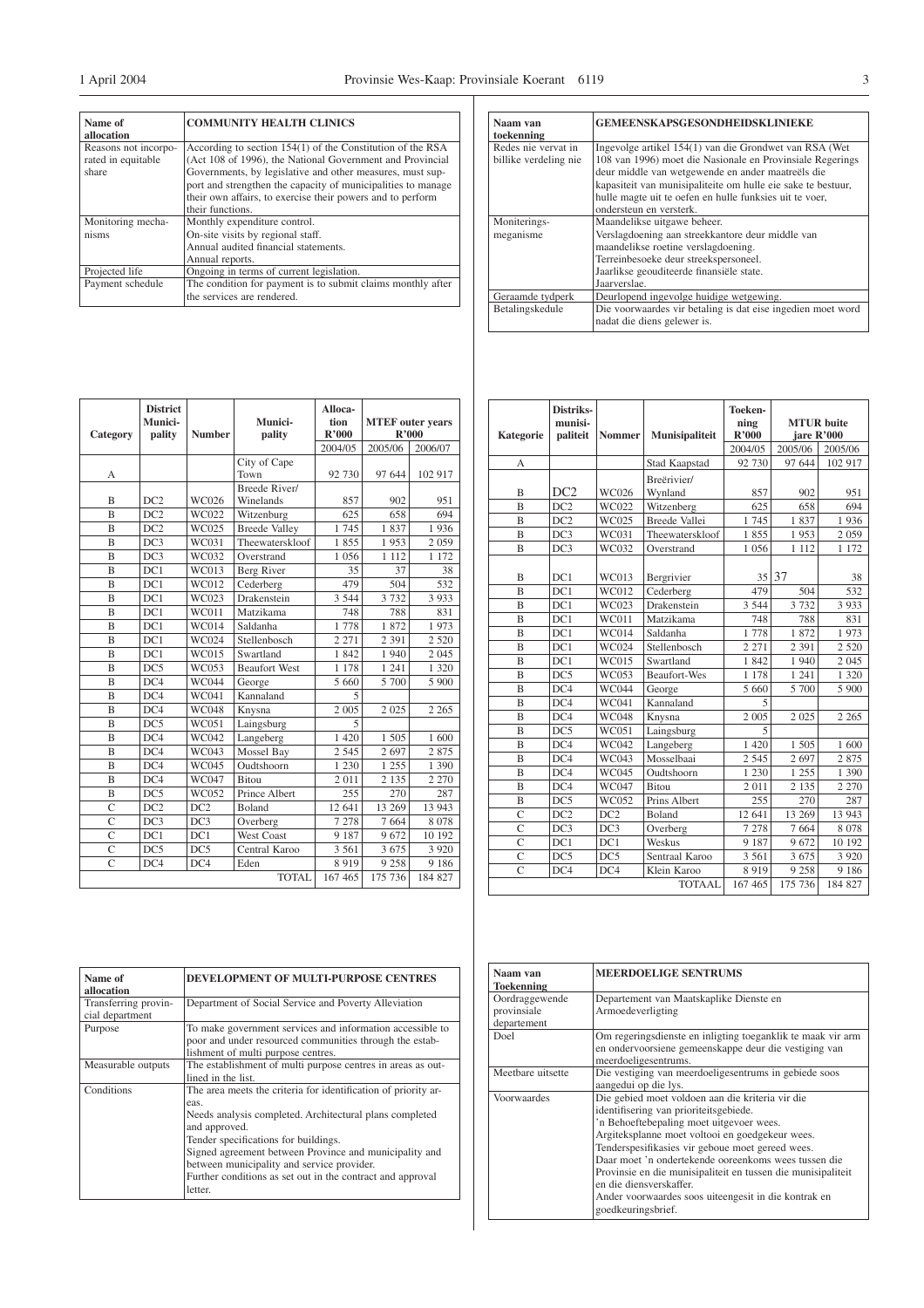| Name of allocation | COMMUNITY HEALTH CLINICS |
| --- | --- |
| Reasons not incorporated in equitable share | According to section 154(1) of the Constitution of the RSA (Act 108 of 1996), the National Government and Provincial Governments, by legislative and other measures, must support and strengthen the capacity of municipalities to manage their own affairs, to exercise their powers and to perform their functions. |
| Monitoring mechanisms | Monthly expenditure control.<br>On-site visits by regional staff.<br>Annual audited financial statements.<br>Annual reports. |
| Projected life | Ongoing in terms of current legislation. |
| Payment schedule | The condition for payment is to submit claims monthly after the services are rendered. |

| Category | District Municipality | Number | Municipality | Allocation R'000 | MTEF outer years R'000 | |
| --- | --- | --- | --- | --- | --- | --- |
| | | | | 2004/05 | 2005/06 | 2006/07 |
| A | | | City of Cape Town | 92 730 | 97 644 | 102 917 |
| B | DC2 | WC026 | Breede River/ Winelands | 857 | 902 | 951 |
| B | DC2 | WC022 | Witzenburg | 625 | 658 | 694 |
| B | DC2 | WC025 | Breede Valley | 1 745 | 1 837 | 1 936 |
| B | DC3 | WC031 | Theewaterskloof | 1 855 | 1 953 | 2 059 |
| B | DC3 | WC032 | Overstrand | 1 056 | 1 112 | 1 172 |
| B | DC1 | WC013 | Berg River | 35 | 37 | 38 |
| B | DC1 | WC012 | Cederberg | 479 | 504 | 532 |
| B | DC1 | WC023 | Drakenstein | 3 544 | 3 732 | 3 933 |
| B | DC1 | WC011 | Matzikama | 748 | 788 | 831 |
| B | DC1 | WC014 | Saldanha | 1 778 | 1 872 | 1 973 |
| B | DC1 | WC024 | Stellenbosch | 2 271 | 2 391 | 2 520 |
| B | DC1 | WC015 | Swartland | 1 842 | 1 940 | 2 045 |
| B | DC5 | WC053 | Beaufort West | 1 178 | 1 241 | 1 320 |
| B | DC4 | WC044 | George | 5 660 | 5 700 | 5 900 |
| B | DC4 | WC041 | Kannaland | 5 | | |
| B | DC4 | WC048 | Knysna | 2 005 | 2 025 | 2 265 |
| B | DC5 | WC051 | Laingsburg | 5 | | |
| B | DC4 | WC042 | Langeberg | 1 420 | 1 505 | 1 600 |
| B | DC4 | WC043 | Mossel Bay | 2 545 | 2 697 | 2 875 |
| B | DC4 | WC045 | Oudtshoorn | 1 230 | 1 255 | 1 390 |
| B | DC4 | WC047 | Bitou | 2 011 | 2 135 | 2 270 |
| B | DC5 | WC052 | Prince Albert | 255 | 270 | 287 |
| C | DC2 | DC2 | Boland | 12 641 | 13 269 | 13 943 |
| C | DC3 | DC3 | Overberg | 7 278 | 7 664 | 8 078 |
| C | DC1 | DC1 | West Coast | 9 187 | 9 672 | 10 192 |
| C | DC5 | DC5 | Central Karoo | 3 561 | 3 675 | 3 920 |
| C | DC4 | DC4 | Eden | 8 919 | 9 258 | 9 186 |
| | | | TOTAL | 167 465 | 175 736 | 184 827 |

| Name of allocation | DEVELOPMENT OF MULTI-PURPOSE CENTRES |
| --- | --- |
| Transferring provincial department | Department of Social Service and Poverty Alleviation |
| Purpose | To make government services and information accessible to poor and under resourced communities through the establishment of multi purpose centres. |
| Measurable outputs | The establishment of multi purpose centres in areas as outlined in the list. |
| Conditions | The area meets the criteria for identification of priority areas.<br>Needs analysis completed. Architectural plans completed and approved.<br>Tender specifications for buildings.<br>Signed agreement between Province and municipality and between municipality and service provider.<br>Further conditions as set out in the contract and approval letter. |

| Naam van toekenning | GEMEENSKAPSGESONDHEIDSKLINIEKE |
| --- | --- |
| Redes nie vervat in billike verdeling nie | Ingevolge artikel 154(1) van die Grondwet van RSA (Wet 108 van 1996) moet die Nasionale en Provinsiale Regerings deur middle van wetgewende en ander maatreëls die kapasiteit van munisipaliteite om hulle eie sake te bestuur, hulle magte uit te oefen en hulle funksies uit te voer, ondersteun en versterk. |
| Moniteringsmeganisme | Maandelikse uitgawe beheer.<br>Verslagdoening aan streekkantore deur middle van maandelikse roetine verslagdoening.<br>Terreinbesoeke deur streekspersoneel.<br>Jaarlikse geouditeerde finansiële state.<br>Jaarverslae. |
| Geraamde tydperk | Deurlopend ingevolge huidige wetgewing. |
| Betalingskedule | Die voorwaardes vir betaling is dat eise ingedien moet word nadat die diens gelewer is. |

| Kategorie | Distriksmunisipaliteit | Nommer | Munisipaliteit | Toekenning R'000 | MTUR buite jare R'000 | |
| --- | --- | --- | --- | --- | --- | --- |
| | | | | 2004/05 | 2005/06 | 2005/06 |
| A | | | Stad Kaapstad | 92 730 | 97 644 | 102 917 |
| B | DC2 | WC026 | Breërivier/ Wynland | 857 | 902 | 951 |
| B | DC2 | WC022 | Witzenberg | 625 | 658 | 694 |
| B | DC2 | WC025 | Breede Vallei | 1 745 | 1 837 | 1 936 |
| B | DC3 | WC031 | Theewaterskloof | 1 855 | 1 953 | 2 059 |
| B | DC3 | WC032 | Overstrand | 1 056 | 1 112 | 1 172 |
| B | DC1 | WC013 | Bergrivier | 35 | 37 | 38 |
| B | DC1 | WC012 | Cederberg | 479 | 504 | 532 |
| B | DC1 | WC023 | Drakenstein | 3 544 | 3 732 | 3 933 |
| B | DC1 | WC011 | Matzikama | 748 | 788 | 831 |
| B | DC1 | WC014 | Saldanha | 1 778 | 1 872 | 1 973 |
| B | DC1 | WC024 | Stellenbosch | 2 271 | 2 391 | 2 520 |
| B | DC1 | WC015 | Swartland | 1 842 | 1 940 | 2 045 |
| B | DC5 | WC053 | Beaufort-Wes | 1 178 | 1 241 | 1 320 |
| B | DC4 | WC044 | George | 5 660 | 5 700 | 5 900 |
| B | DC4 | WC041 | Kannaland | 5 | | |
| B | DC4 | WC048 | Knysna | 2 005 | 2 025 | 2 265 |
| B | DC5 | WC051 | Laingsburg | 5 | | |
| B | DC4 | WC042 | Langeberg | 1 420 | 1 505 | 1 600 |
| B | DC4 | WC043 | Mosselbaai | 2 545 | 2 697 | 2 875 |
| B | DC4 | WC045 | Oudtshoorn | 1 230 | 1 255 | 1 390 |
| B | DC4 | WC047 | Bitou | 2 011 | 2 135 | 2 270 |
| B | DC5 | WC052 | Prins Albert | 255 | 270 | 287 |
| C | DC2 | DC2 | Boland | 12 641 | 13 269 | 13 943 |
| C | DC3 | DC3 | Overberg | 7 278 | 7 664 | 8 078 |
| C | DC1 | DC1 | Weskus | 9 187 | 9 672 | 10 192 |
| C | DC5 | DC5 | Sentraal Karoo | 3 561 | 3 675 | 3 920 |
| C | DC4 | DC4 | Klein Karoo | 8 919 | 9 258 | 9 186 |
| | | | TOTAAL | 167 465 | 175 736 | 184 827 |

| Naam van Toekenning | MEERDOELIGE SENTRUMS |
| --- | --- |
| Oordraggewende provinsiale departement | Departement van Maatskaplike Dienste en Armoedeverligting |
| Doel | Om regeringsdienste en inligting toeganklik te maak vir arm en ondervoorsiene gemeenskappe deur die vestiging van meerdoeligesentrums. |
| Meetbare uitsette | Die vestiging van meerdoeligesentrums in gebiede soos aangedui op die lys. |
| Voorwaardes | Die gebied moet voldoen aan die kriteria vir die identifisering van prioriteitsgebiede.<br>'n Behoeftebepaling moet uitgevoer wees.<br>Argiteksplanne moet voltooi en goedgekeur wees.<br>Tenderspesifikasies vir geboue moet gereed wees.<br>Daar moet 'n ondertekende ooreenkoms wees tussen die Provinsie en die munisipaliteit en tussen die munisipaliteit en die diensverskaffer.<br>Ander voorwaardes soos uiteengesit in die kontrak en goedkeuringsbrief. |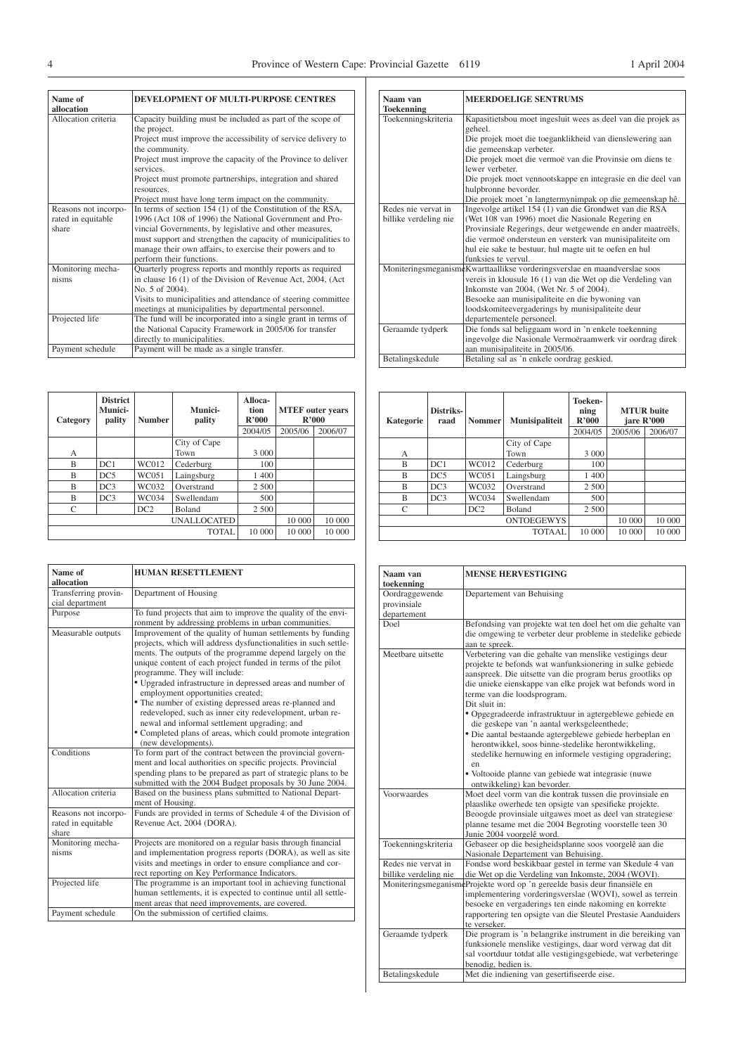| Name of allocation | DEVELOPMENT OF MULTI-PURPOSE CENTRES |
|---|---|
| Allocation criteria | Capacity building must be included as part of the scope of the project. Project must improve the accessibility of service delivery to the community. Project must improve the capacity of the Province to deliver services. Project must promote partnerships, integration and shared resources. Project must have long term impact on the community. |
| Reasons not incorporated in equitable share | In terms of section 154 (1) of the Constitution of the RSA, 1996 (Act 108 of 1996) the National Government and Provincial Governments, by legislative and other measures, must support and strengthen the capacity of municipalities to manage their own affairs, to exercise their powers and to perform their functions. |
| Monitoring mechanisms | Quarterly progress reports and monthly reports as required in clause 16 (1) of the Division of Revenue Act, 2004, (Act No. 5 of 2004). Visits to municipalities and attendance of steering committee meetings at municipalities by departmental personnel. |
| Projected life | The fund will be incorporated into a single grant in terms of the National Capacity Framework in 2005/06 for transfer directly to municipalities. |
| Payment schedule | Payment will be made as a single transfer. |

| Category | District Municipality | Number | Municipality | Allocation R'000 | MTEF outer years R'000 | |
|---|---|---|---|---|---|---|
| | | | | 2004/05 | 2005/06 | 2006/07 |
| A | | | City of Cape Town | 3 000 | | |
| B | DC1 | WC012 | Cederburg | 100 | | |
| B | DC5 | WC051 | Laingsburg | 1 400 | | |
| B | DC3 | WC032 | Overstrand | 2 500 | | |
| B | DC3 | WC034 | Swellendam | 500 | | |
| C | | DC2 | Boland | 2 500 | | |
| | | | UNALLOCATED | | 10 000 | 10 000 |
| | | | TOTAL | 10 000 | 10 000 | 10 000 |

| Name of allocation | HUMAN RESETTLEMENT |
|---|---|
| Transferring provincial department | Department of Housing |
| Purpose | To fund projects that aim to improve the quality of the environment by addressing problems in urban communities. |
| Measurable outputs | Improvement of the quality of human settlements by funding projects, which will address dysfunctionalities in such settlements. The outputs of the programme depend largely on the unique content of each project funded in terms of the pilot programme. They will include: • Upgraded infrastructure in depressed areas and number of employment opportunities created; • The number of existing depressed areas re-planned and redeveloped, such as inner city redevelopment, urban renewal and informal settlement upgrading; and • Completed plans of areas, which could promote integration (new developments). |
| Conditions | To form part of the contract between the provincial government and local authorities on specific projects. Provincial spending plans to be prepared as part of strategic plans to be submitted with the 2004 Budget proposals by 30 June 2004. |
| Allocation criteria | Based on the business plans submitted to National Department of Housing. |
| Reasons not incorporated in equitable share | Funds are provided in terms of Schedule 4 of the Division of Revenue Act, 2004 (DORA). |
| Monitoring mechanisms | Projects are monitored on a regular basis through financial and implementation progress reports (DORA), as well as site visits and meetings in order to ensure compliance and correct reporting on Key Performance Indicators. |
| Projected life | The programme is an important tool in achieving functional human settlements, it is expected to continue until all settlement areas that need improvements, are covered. |
| Payment schedule | On the submission of certified claims. |

| Naam van Toekenning | MEERDOELIGE SENTRUMS |
|---|---|
| Toekenningskriteria | Kapasitietsbou moet ingesluit wees as deel van die projek as geheel. Die projek moet die toeganklikheid van dienslewering aan die gemeenskap verbeter. Die projek moet die vermoë van die Provinsie om diens te lewer verbeter. Die projek moet vennootskappe en integrasie en die deel van hulpbronne bevorder. Die projek moet 'n langtermynimpak op die gemeenskap hê. |
| Redes nie vervat in billike verdeling nie | Ingevolge artikel 154 (1) van die Grondwet van die RSA (Wet 108 van 1996) moet die Nasionale Regering en Provinsiale Regerings, deur wetgewende en ander maatreëls, die vermoë ondersteun en versterk van munisipaliteite om hul eie sake te bestuur, hul magte uit te oefen en hul funksies te vervul. |
| Moniteringsmeganisme | Kwartaallikse vorderingsverslae en maandverslae soos vereis in klousule 16 (1) van die Wet op die Verdeling van Inkomste van 2004, (Wet Nr. 5 of 2004). Besoeke aan munisipaliteite en die bywoning van loodskomiteevergaderings by munisipaliteite deur departementele personeel. |
| Geraamde tydperk | Die fonds sal beliggaam word in 'n enkele toekenning ingevolge die Nasionale Vermoëraamwerk vir oordrag direk aan munisipaliteite in 2005/06. |
| Betalingskedule | Betaling sal as 'n enkele oordrag geskied. |

| Kategorie | Distriksraad | Nommer | Munisipaliteit | Toekenning R'000 | MTUR buite jare R'000 | |
|---|---|---|---|---|---|---|
| | | | | 2004/05 | 2005/06 | 2006/07 |
| A | | | City of Cape Town | 3 000 | | |
| B | DC1 | WC012 | Cederburg | 100 | | |
| B | DC5 | WC051 | Laingsburg | 1 400 | | |
| B | DC3 | WC032 | Overstrand | 2 500 | | |
| B | DC3 | WC034 | Swellendam | 500 | | |
| C | | DC2 | Boland | 2 500 | | |
| | | | ONTOEGEWYS | | 10 000 | 10 000 |
| | | | TOTAAL | 10 000 | 10 000 | 10 000 |

| Naam van toekenning | MENSE HERVESTIGING |
|---|---|
| Oordraggewende provinsiale departement | Departement van Behuising |
| Doel | Befondsing van projekte wat ten doel het om die gehalte van die omgewing te verbeter deur probleme in stedelike gebiede aan te spreek. |
| Meetbare uitsette | Verbetering van die gehalte van menslike vestigings deur projekte te befonds wat wanfunksionering in sulke gebiede aanspreek. Die uitsette van die program berus grootliks op die unieke eienskappe van elke projek wat befonds word in terme van die loodsprogram. Dit sluit in: • Opgegradeerde infrastruktuur in agtergeblewe gebiede en die geskepe van 'n aantal werksgeleenthede; • Die aantal bestaande agtergeblewe gebiede herbeplan en herontwikkel, soos binne-stedelike herontwikkeling, stedelike hernuwing en informele vestiging opgradering; en • Voltooide planne van gebiede wat integrasie (nuwe ontwikkeling) kan bevorder. |
| Voorwaardes | Moet deel vorm van die kontrak tussen die provinsiale en plaaslike owerhede ten opsigte van spesifieke projekte. Beoogde provinsiale uitgawes moet as deel van strategiese planne tesame met die 2004 Begroting voorstelle teen 30 Junie 2004 voorgelê word. |
| Toekenningskriteria | Gebaseer op die besigheidsplanne soos voorgelê aan die Nasionale Departement van Behuising. |
| Redes nie vervat in billike verdeling nie | Fondse word beskikbaar gestel in terme van Skedule 4 van die Wet op die Verdeling van Inkomste, 2004 (WOVI). |
| Moniteringsmeganisme | Projekte word op 'n gereelde basis deur finansiële en implementering vorderingsverslae (WOVI), sowel as terrein besoeke en vergaderings ten einde nakoming en korrekte rapportering ten opsigte van die Sleutel Prestasie Aanduiders te verseker. |
| Geraamde tydperk | Die program is 'n belangrike instrument in die bereiking van funksionele menslike vestigings, daar word verwag dat dit sal voortduur totdat alle vestigingsgebiede, wat verbeteringe benodig, bedien is. |
| Betalingskedule | Met die indiening van gesertifiseerde eise. |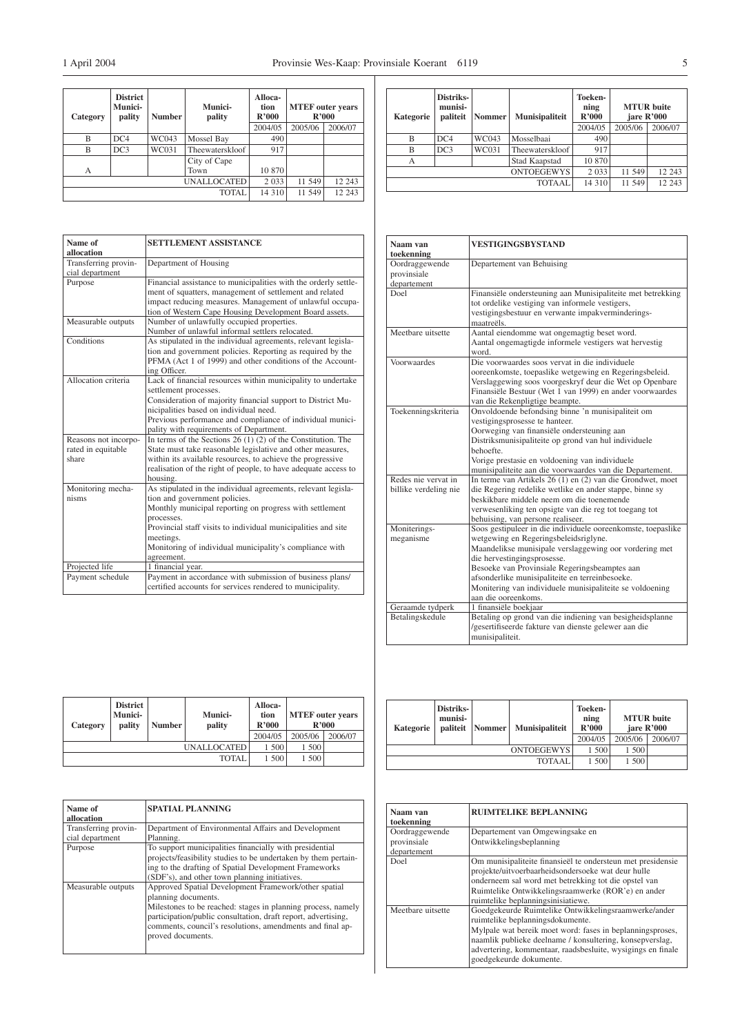| Category | District Municipality | Number | Municipality | Allocation R'000 | MTEF outer years R'000 | |
|---|---|---|---|---|---|---|
| | | | | 2004/05 | 2005/06 | 2006/07 |
| B | DC4 | WC043 | Mossel Bay | 490 | | |
| B | DC3 | WC031 | Theewaterskloof | 917 | | |
| A | | | City of Cape Town | 10 870 | | |
| | | | UNALLOCATED | 2 033 | 11 549 | 12 243 |
| | | | TOTAL | 14 310 | 11 549 | 12 243 |

| Name of allocation | SETTLEMENT ASSISTANCE |
|---|---|
| Transferring provincial department | Department of Housing |
| Purpose | Financial assistance to municipalities with the orderly settlement of squatters, management of settlement and related impact reducing measures. Management of unlawful occupation of Western Cape Housing Development Board assets. |
| Measurable outputs | Number of unlawfully occupied properties.<br>Number of unlawful informal settlers relocated. |
| Conditions | As stipulated in the individual agreements, relevant legislation and government policies. Reporting as required by the PFMA (Act 1 of 1999) and other conditions of the Accounting Officer. |
| Allocation criteria | Lack of financial resources within municipality to undertake settlement processes.<br>Consideration of majority financial support to District Municipalities based on individual need.<br>Previous performance and compliance of individual municipality with requirements of Department. |
| Reasons not incorporated in equitable share | In terms of the Sections 26 (1) (2) of the Constitution. The State must take reasonable legislative and other measures, within its available resources, to achieve the progressive realisation of the right of people, to have adequate access to housing. |
| Monitoring mechanisms | As stipulated in the individual agreements, relevant legislation and government policies.<br>Monthly municipal reporting on progress with settlement processes.<br>Provincial staff visits to individual municipalities and site meetings.<br>Monitoring of individual municipality's compliance with agreement. |
| Projected life | 1 financial year. |
| Payment schedule | Payment in accordance with submission of business plans/ certified accounts for services rendered to municipality. |

| Category | District Municipality | Number | Municipality | Allocation R'000 | MTEF outer years R'000 | |
|---|---|---|---|---|---|---|
| | | | | 2004/05 | 2005/06 | 2006/07 |
| | | | UNALLOCATED | 1 500 | 1 500 | |
| | | | TOTAL | 1 500 | 1 500 | |

| Name of allocation | SPATIAL PLANNING |
|---|---|
| Transferring provincial department | Department of Environmental Affairs and Development Planning. |
| Purpose | To support municipalities financially with presidential projects/feasibility studies to be undertaken by them pertaining to the drafting of Spatial Development Frameworks (SDF's), and other town planning initiatives. |
| Measurable outputs | Approved Spatial Development Framework/other spatial planning documents.<br>Milestones to be reached: stages in planning process, namely participation/public consultation, draft report, advertising, comments, council's resolutions, amendments and final approved documents. |

| Kategorie | Distriksmunisipaliteit | Nommer | Munisipaliteit | Toekenning R'000 | MTUR buite jare R'000 | |
|---|---|---|---|---|---|---|
| | | | | 2004/05 | 2005/06 | 2006/07 |
| B | DC4 | WC043 | Mosselbaai | 490 | | |
| B | DC3 | WC031 | Theewaterskloof | 917 | | |
| A | | | Stad Kaapstad | 10 870 | | |
| | | | ONTOEGEWYS | 2 033 | 11 549 | 12 243 |
| | | | TOTAAL | 14 310 | 11 549 | 12 243 |

| Naam van toekenning | VESTIGINGSBYSTAND |
|---|---|
| Oordraggewende provinsiale departement | Departement van Behuising |
| Doel | Finansiële ondersteuning aan Munisipaliteite met betrekking tot ordelike vestiging van informele vestigers, vestigingsbestuur en verwante impakverminderingsmaatreëls. |
| Meetbare uitsette | Aantal eiendomme wat ongemagtig beset word.<br>Aantal ongemagtigde informele vestigers wat hervestig word. |
| Voorwaardes | Die voorwaardes soos vervat in die individuele ooreenkomste, toepaslike wetgewing en Regeringsbeleid. Verslaggewing soos voorgeskryf deur die Wet op Openbare Finansiële Bestuur (Wet 1 van 1999) en ander voorwaardes van die Rekenpligtige beampte. |
| Toekenningskriteria | Onvoldoende befondsing binne 'n munisipaliteit om vestigingsprosesse te hanteer.<br>Oorweging van finansiële ondersteuning aan Distriksmunisipaliteite op grond van hul individuele behoefte.<br>Vorige prestasie en voldoening van individuele munisipaliteite aan die voorwaardes van die Departement. |
| Redes nie vervat in billike verdeling nie | In terme van Artikels 26 (1) en (2) van die Grondwet, moet die Regering redelike wetlike en ander stappe, binne sy beskikbare middele neem om die toenemende verwesenliking ten opsigte van die reg tot toegang tot behuising, van persone realiseer. |
| Moniteringsmeganisme | Soos gestipuleer in die individuele ooreenkomste, toepaslike wetgewing en Regeringsbeleidsriglyne.<br>Maandelikse munisipale verslaggewing oor vordering met die hervestingingsprosesse.<br>Besoeke van Provinsiale Regeringsbeamptes aan afsonderlike munisipaliteite en terreinbesoeke.<br>Monitering van individuele munisipaliteite se voldoening aan die ooreenkoms. |
| Geraamde tydperk | 1 finansiële boekjaar |
| Betalingskedule | Betaling op grond van die indiening van besigheidsplanne /gesertifiseerde fakture van dienste gelewer aan die munisipaliteit. |

| Kategorie | Distriksmunisipaliteit | Nommer | Munisipaliteit | Toekenning R'000 | MTUR buite jare R'000 | |
|---|---|---|---|---|---|---|
| | | | | 2004/05 | 2005/06 | 2006/07 |
| | | | ONTOEGEWYS | 1 500 | 1 500 | |
| | | | TOTAAL | 1 500 | 1 500 | |

| Naam van toekenning | RUIMTELIKE BEPLANNING |
|---|---|
| Oordraggewende provinsiale departement | Departement van Omgewingsake en Ontwikkelingsbeplanning |
| Doel | Om munisipaliteite finansieël te ondersteun met presidensie projekte/uitvoerbaarheidsondersoeke wat deur hulle onderneem sal word met betrekking tot die opstel van Ruimtelike Ontwikkelingsraamwerke (ROR'e) en ander ruimtelike beplanningsinisiatiewe. |
| Meetbare uitsette | Goedgekeurde Ruimtelike Ontwikkelingsraamwerke/ander ruimtelike beplanningsdokumente.<br>Mylpale wat bereik moet word: fases in beplanningsproses, naamlik publieke deelname / konsultering, konsepverslag, advertering, kommentaar, raadsbesluite, wysigings en finale goedgekeurde dokumente. |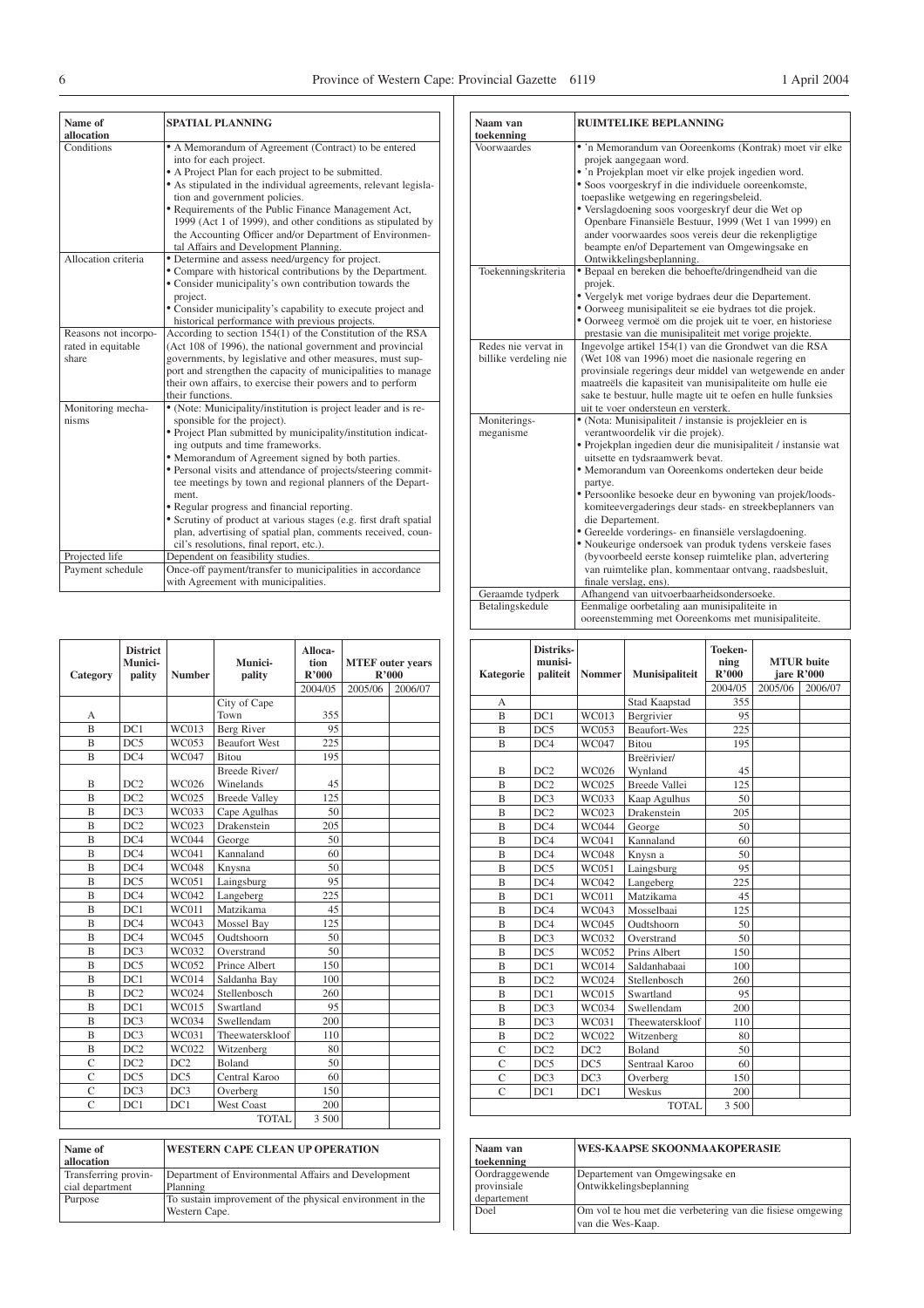| Name of allocation | SPATIAL PLANNING |
|---|---|
| Conditions | • A Memorandum of Agreement (Contract) to be entered into for each project.<br>• A Project Plan for each project to be submitted.<br>• As stipulated in the individual agreements, relevant legislation and government policies.<br>• Requirements of the Public Finance Management Act, 1999 (Act 1 of 1999), and other conditions as stipulated by the Accounting Officer and/or Department of Environmental Affairs and Development Planning. |
| Allocation criteria | • Determine and assess need/urgency for project.<br>• Compare with historical contributions by the Department.<br>• Consider municipality's own contribution towards the project.<br>• Consider municipality's capability to execute project and historical performance with previous projects. |
| Reasons not incorporated in equitable share | According to section 154(1) of the Constitution of the RSA (Act 108 of 1996), the national government and provincial governments, by legislative and other measures, must support and strengthen the capacity of municipalities to manage their own affairs, to exercise their powers and to perform their functions. |
| Monitoring mechanisms | • (Note: Municipality/institution is project leader and is responsible for the project).<br>• Project Plan submitted by municipality/institution indicating outputs and time frameworks.<br>• Memorandum of Agreement signed by both parties.<br>• Personal visits and attendance of projects/steering committee meetings by town and regional planners of the Department.<br>• Regular progress and financial reporting.<br>• Scrutiny of product at various stages (e.g. first draft spatial plan, advertising of spatial plan, comments received, council's resolutions, final report, etc.). |
| Projected life | Dependent on feasibility studies. |
| Payment schedule | Once-off payment/transfer to municipalities in accordance with Agreement with municipalities. |

| Category | District Municipality | Number | Municipality | Allocation R'000 | MTEF outer years R'000 | |
|---|---|---|---|---|---|---|
| | | | | 2004/05 | 2005/06 | 2006/07 |
| A | | | City of Cape Town | 355 | | |
| B | DC1 | WC013 | Berg River | 95 | | |
| B | DC5 | WC053 | Beaufort West | 225 | | |
| B | DC4 | WC047 | Bitou | 195 | | |
| B | DC2 | WC026 | Breede River/ Winelands | 45 | | |
| B | DC2 | WC025 | Breede Valley | 125 | | |
| B | DC3 | WC033 | Cape Agulhas | 50 | | |
| B | DC2 | WC023 | Drakenstein | 205 | | |
| B | DC4 | WC044 | George | 50 | | |
| B | DC4 | WC041 | Kannaland | 60 | | |
| B | DC4 | WC048 | Knysna | 50 | | |
| B | DC5 | WC051 | Laingsburg | 95 | | |
| B | DC4 | WC042 | Langeberg | 225 | | |
| B | DC1 | WC011 | Matzikama | 45 | | |
| B | DC4 | WC043 | Mossel Bay | 125 | | |
| B | DC4 | WC045 | Oudtshoorn | 50 | | |
| B | DC3 | WC032 | Overstrand | 50 | | |
| B | DC5 | WC052 | Prince Albert | 150 | | |
| B | DC1 | WC014 | Saldanha Bay | 100 | | |
| B | DC2 | WC024 | Stellenbosch | 260 | | |
| B | DC1 | WC015 | Swartland | 95 | | |
| B | DC3 | WC034 | Swellendam | 200 | | |
| B | DC3 | WC031 | Theewaterskloof | 110 | | |
| B | DC2 | WC022 | Witzenberg | 80 | | |
| C | DC2 | DC2 | Boland | 50 | | |
| C | DC5 | DC5 | Central Karoo | 60 | | |
| C | DC3 | DC3 | Overberg | 150 | | |
| C | DC1 | DC1 | West Coast | 200 | | |
| | | | TOTAL | 3 500 | | |

| Name of allocation | WESTERN CAPE CLEAN UP OPERATION |
|---|---|
| Transferring provincial department | Department of Environmental Affairs and Development Planning |
| Purpose | To sustain improvement of the physical environment in the Western Cape. |

| Naam van toekenning | RUIMTELIKE BEPLANNING |
|---|---|
| Voorwaardes | • 'n Memorandum van Ooreenkoms (Kontrak) moet vir elke projek aangegaan word.<br>• 'n Projekplan moet vir elke projek ingedien word.<br>• Soos voorgeskryf in die individuele ooreenkomste, toepaslike wetgewing en regeringsbeleid.<br>• Verslagdoening soos voorgeskryf deur die Wet op Openbare Finansiële Bestuur, 1999 (Wet 1 van 1999) en ander voorwaardes soos vereis deur die rekenpligtige beampte en/of Departement van Omgewingsake en Ontwikkelingsbeplanning. |
| Toekenningskriteria | • Bepaal en bereken die behoefte/dringendheid van die projek.<br>• Vergelyk met vorige bydraes deur die Departement.<br>• Oorweeg munisipaliteit se eie bydraes tot die projek.<br>• Oorweeg vermoë om die projek uit te voer, en historiese prestasie van die munisipaliteit met vorige projekte. |
| Redes nie vervat in billike verdeling nie | Ingevolge artikel 154(1) van die Grondwet van die RSA (Wet 108 van 1996) moet die nasionale regering en provinsiale regerings deur middel van wetgewende en ander maatreëls die kapasiteit van munisipaliteite om hulle eie sake te bestuur, hulle magte uit te oefen en hulle funksies uit te voer ondersteun en versterk. |
| Moniteringsmeganisme | • (Nota: Munisipaliteit / instansie is projekleier en is verantwoordelik vir die projek).<br>• Projekplan ingedien deur die munisipaliteit / instansie wat uitsette en tydsraamwerk bevat.<br>• Memorandum van Ooreenkoms onderteken deur beide partye.<br>• Persoonlike besoeke deur en bywoning van projek/loodskomiteevergaderings deur stads- en streekbeplanners van die Departement.<br>• Gereelde vorderings- en finansiële verslagdoening.<br>• Noukeurige ondersoek van produk tydens verskeie fases (byvoorbeeld eerste konsep ruimtelike plan, advertering van ruimtelike plan, kommentaar ontvang, raadsbesluit, finale verslag, ens). |
| Geraamde tydperk | Afhangend van uitvoerbaarheidsondersoeke. |
| Betalingskedule | Eenmalige oorbetaling aan munisipaliteite in ooreenstemming met Ooreenkoms met munisipaliteite. |

| Kategorie | Distriksmunisipaliteit | Nommer | Munisipaliteit | Toekenning R'000 | MTUR buite jare R'000 | |
|---|---|---|---|---|---|---|
| | | | | 2004/05 | 2005/06 | 2006/07 |
| A | | | Stad Kaapstad | 355 | | |
| B | DC1 | WC013 | Bergrivier | 95 | | |
| B | DC5 | WC053 | Beaufort-Wes | 225 | | |
| B | DC4 | WC047 | Bitou | 195 | | |
| B | DC2 | WC026 | Breërivier/ Wynland | 45 | | |
| B | DC2 | WC025 | Breede Vallei | 125 | | |
| B | DC3 | WC033 | Kaap Agulhus | 50 | | |
| B | DC2 | WC023 | Drakenstein | 205 | | |
| B | DC4 | WC044 | George | 50 | | |
| B | DC4 | WC041 | Kannaland | 60 | | |
| B | DC4 | WC048 | Knys a | 50 | | |
| B | DC5 | WC051 | Laingsburg | 95 | | |
| B | DC4 | WC042 | Langeberg | 225 | | |
| B | DC1 | WC011 | Matzikama | 45 | | |
| B | DC4 | WC043 | Mosselbaai | 125 | | |
| B | DC4 | WC045 | Oudtshoorn | 50 | | |
| B | DC3 | WC032 | Overstrand | 50 | | |
| B | DC5 | WC052 | Prins Albert | 150 | | |
| B | DC1 | WC014 | Saldanhabaai | 100 | | |
| B | DC2 | WC024 | Stellenbosch | 260 | | |
| B | DC1 | WC015 | Swartland | 95 | | |
| B | DC3 | WC034 | Swellendam | 200 | | |
| B | DC3 | WC031 | Theewaterskloof | 110 | | |
| B | DC2 | WC022 | Witzenberg | 80 | | |
| C | DC2 | DC2 | Boland | 50 | | |
| C | DC5 | DC5 | Sentraal Karoo | 60 | | |
| C | DC3 | DC3 | Overberg | 150 | | |
| C | DC1 | DC1 | Weskus | 200 | | |
| | | | TOTAL | 3 500 | | |

| Naam van toekenning | WES-KAAPSE SKOONMAAKOPERASIE |
|---|---|
| Oordraggewende provinsiale departement | Departement van Omgewingsake en Ontwikkelingsbeplanning |
| Doel | Om vol te hou met die verbetering van die fisiese omgewing van die Wes-Kaap. |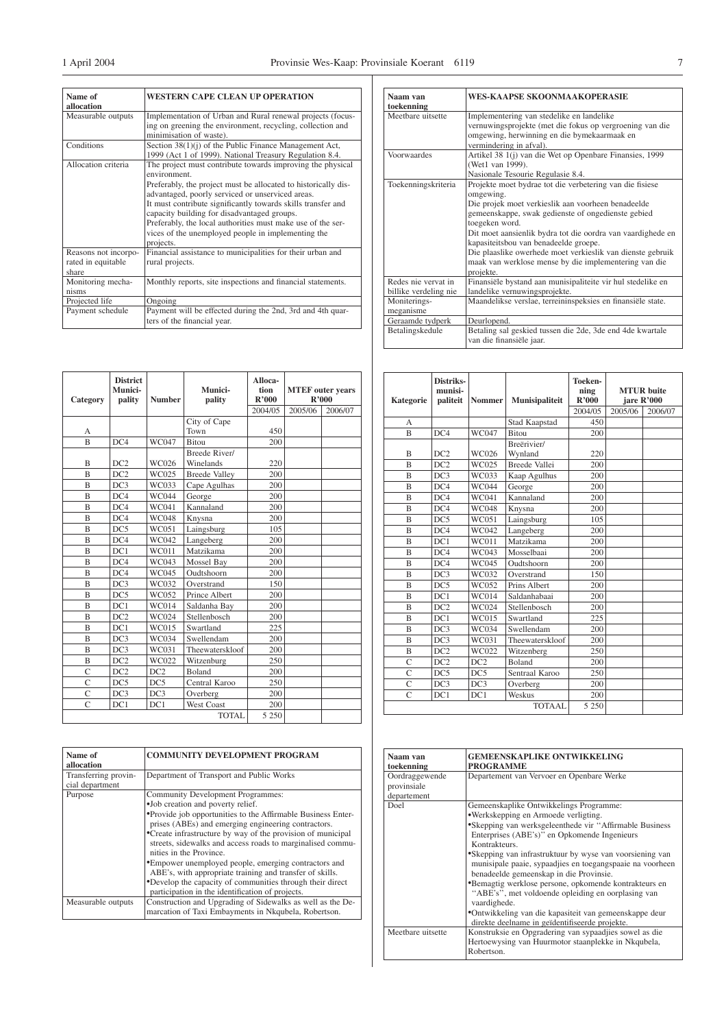| Name of allocation | WESTERN CAPE CLEAN UP OPERATION |
|---|---|
| Measurable outputs | Implementation of Urban and Rural renewal projects (focusing on greening the environment, recycling, collection and minimisation of waste). |
| Conditions | Section 38(1)(j) of the Public Finance Management Act, 1999 (Act 1 of 1999). National Treasury Regulation 8.4. |
| Allocation criteria | The project must contribute towards improving the physical environment. Preferably, the project must be allocated to historically disadvantaged, poorly serviced or unserviced areas. It must contribute significantly towards skills transfer and capacity building for disadvantaged groups. Preferably, the local authorities must make use of the services of the unemployed people in implementing the projects. |
| Reasons not incorporated in equitable share | Financial assistance to municipalities for their urban and rural projects. |
| Monitoring mechanisms | Monthly reports, site inspections and financial statements. |
| Projected life | Ongoing |
| Payment schedule | Payment will be effected during the 2nd, 3rd and 4th quarters of the financial year. |

| Category | District Municipality | Number | Municipality | Allocation R'000 | MTEF outer years R'000 | |
|---|---|---|---|---|---|---|
| | | | | 2004/05 | 2005/06 | 2006/07 |
| A | | | City of Cape Town | 450 | | |
| B | DC4 | WC047 | Bitou | 200 | | |
| B | DC2 | WC026 | Breede River/ Winelands | 220 | | |
| B | DC2 | WC025 | Breede Valley | 200 | | |
| B | DC3 | WC033 | Cape Agulhas | 200 | | |
| B | DC4 | WC044 | George | 200 | | |
| B | DC4 | WC041 | Kannaland | 200 | | |
| B | DC4 | WC048 | Knysna | 200 | | |
| B | DC5 | WC051 | Laingsburg | 105 | | |
| B | DC4 | WC042 | Langeberg | 200 | | |
| B | DC1 | WC011 | Matzikama | 200 | | |
| B | DC4 | WC043 | Mossel Bay | 200 | | |
| B | DC4 | WC045 | Oudtshoorn | 200 | | |
| B | DC3 | WC032 | Overstrand | 150 | | |
| B | DC5 | WC052 | Prince Albert | 200 | | |
| B | DC1 | WC014 | Saldanha Bay | 200 | | |
| B | DC2 | WC024 | Stellenbosch | 200 | | |
| B | DC1 | WC015 | Swartland | 225 | | |
| B | DC3 | WC034 | Swellendam | 200 | | |
| B | DC3 | WC031 | Theewaterskloof | 200 | | |
| B | DC2 | WC022 | Witzenburg | 250 | | |
| C | DC2 | DC2 | Boland | 200 | | |
| C | DC5 | DC5 | Central Karoo | 250 | | |
| C | DC3 | DC3 | Overberg | 200 | | |
| C | DC1 | DC1 | West Coast | 200 | | |
| | | | TOTAL | 5 250 | | |

| Name of allocation | COMMUNITY DEVELOPMENT PROGRAM |
|---|---|
| Transferring provincial department | Department of Transport and Public Works |
| Purpose | Community Development Programmes: •Job creation and poverty relief. •Provide job opportunities to the Affirmable Business Enterprises (ABEs) and emerging engineering contractors. •Create infrastructure by way of the provision of municipal streets, sidewalks and access roads to marginalised communities in the Province. •Empower unemployed people, emerging contractors and ABE's, with appropriate training and transfer of skills. •Develop the capacity of communities through their direct participation in the identification of projects. |
| Measurable outputs | Construction and Upgrading of Sidewalks as well as the Demarcation of Taxi Embayments in Nkqubela, Robertson. |

| Naam van toekenning | WES-KAAPSE SKOONMAAKOPERASIE |
|---|---|
| Meetbare uitsette | Implementering van stedelike en landelike vernuwingsprojekte (met die fokus op vergroening van die omgewing, herwinning en die bymekaarmaak en vermindering in afval). |
| Voorwaardes | Artikel 38 1(j) van die Wet op Openbare Finansies, 1999 (Wet1 van 1999). Nasionale Tesourie Regulasie 8.4. |
| Toekenningskriteria | Projekte moet bydrae tot die verbetering van die fisiese omgewing. Die projek moet verkieslik aan voorheen benadeelde gemeenskappe, swak gedienste of ongedienste gebied toegeken word. Dit moet aansienlik bydra tot die oordra van vaardighede en kapasiteitsbou van benadeelde groepe. Die plaaslike owerhede moet verkieslik van dienste gebruik maak van werklose mense by die implementering van die projekte. |
| Redes nie vervat in billike verdeling nie | Finansiële bystand aan munisipaliteite vir hul stedelike en landelike vernuwingsprojekte. |
| Moniterings-meganisme | Maandelikse verslae, terreininspeksies en finansiële state. |
| Geraamde tydperk | Deurlopend. |
| Betalingskedule | Betaling sal geskied tussen die 2de, 3de end 4de kwartale van die finansiële jaar. |

| Kategorie | Distriks-munisi-paliteit | Nommer | Munisipaliteit | Toeken-ning R'000 | MTUR buite jare R'000 | |
|---|---|---|---|---|---|---|
| | | | | 2004/05 | 2005/06 | 2006/07 |
| A | | | Stad Kaapstad | 450 | | |
| B | DC4 | WC047 | Bitou | 200 | | |
| B | DC2 | WC026 | Breërivier/ Wynland | 220 | | |
| B | DC2 | WC025 | Breede Vallei | 200 | | |
| B | DC3 | WC033 | Kaap Agulhus | 200 | | |
| B | DC4 | WC044 | George | 200 | | |
| B | DC4 | WC041 | Kannaland | 200 | | |
| B | DC4 | WC048 | Knysna | 200 | | |
| B | DC5 | WC051 | Laingsburg | 105 | | |
| B | DC4 | WC042 | Langeberg | 200 | | |
| B | DC1 | WC011 | Matzikama | 200 | | |
| B | DC4 | WC043 | Mosselbaai | 200 | | |
| B | DC4 | WC045 | Oudtshoorn | 200 | | |
| B | DC3 | WC032 | Overstrand | 150 | | |
| B | DC5 | WC052 | Prins Albert | 200 | | |
| B | DC1 | WC014 | Saldanhabaai | 200 | | |
| B | DC2 | WC024 | Stellenbosch | 200 | | |
| B | DC1 | WC015 | Swartland | 225 | | |
| B | DC3 | WC034 | Swellendam | 200 | | |
| B | DC3 | WC031 | Theewaterskloof | 200 | | |
| B | DC2 | WC022 | Witzenberg | 250 | | |
| C | DC2 | DC2 | Boland | 200 | | |
| C | DC5 | DC5 | Sentraal Karoo | 250 | | |
| C | DC3 | DC3 | Overberg | 200 | | |
| C | DC1 | DC1 | Weskus | 200 | | |
| | | | TOTAAL | 5 250 | | |

| Naam van toekenning | GEMEENSKAPLIKE ONTWIKKELING PROGRAMME |
|---|---|
| Oordraggewende provinsiale departement | Departement van Vervoer en Openbare Werke |
| Doel | Gemeenskaplike Ontwikkelings Programme: •Werkskepping en Armoede verligting. •Skepping van werksgeleenthede vir "Affirmable Business Enterprises (ABE's)" en Opkomende Ingenieurs Kontrakteurs. •Skepping van infrastruktuur by wyse van voorsiening van munisipale paaie, sypaadjies en toegangspaaie na voorheen benadeelde gemeenskap in die Provinsie. •Bemagtig werklose persone, opkomende kontrakteurs en "ABE's", met voldoende opleiding en oorplasing van vaardighede. •Ontwikkeling van die kapasiteit van gemeenskappe deur direkte deelname in geïdentifiseerde projekte. |
| Meetbare uitsette | Konstruksie en Opgradering van sypaadjies sowel as die Hertoewysing van Huurmotor staanplekke in Nkqubela, Robertson. |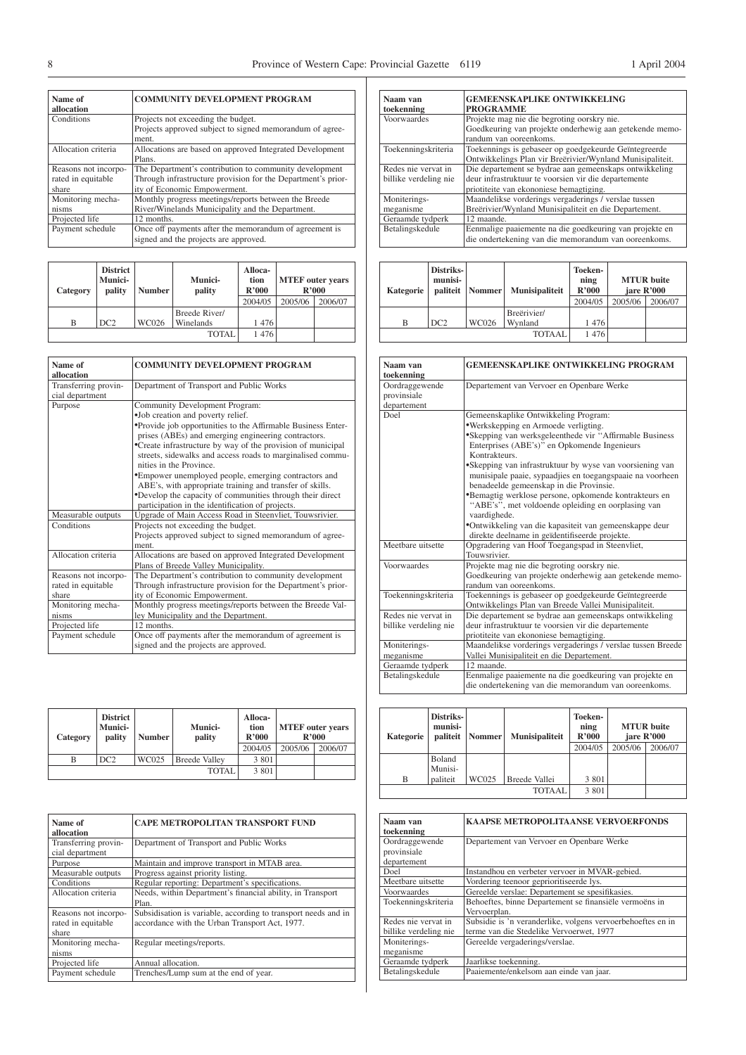| Name of allocation | COMMUNITY DEVELOPMENT PROGRAM |
|---|---|
| Conditions | Projects not exceeding the budget. Projects approved subject to signed memorandum of agreement. |
| Allocation criteria | Allocations are based on approved Integrated Development Plans. |
| Reasons not incorporated in equitable share | The Department's contribution to community development Through infrastructure provision for the Department's priority of Economic Empowerment. |
| Monitoring mechanisms | Monthly progress meetings/reports between the Breede River/Winelands Municipality and the Department. |
| Projected life | 12 months. |
| Payment schedule | Once off payments after the memorandum of agreement is signed and the projects are approved. |

| Category | District Municipality | Number | Municipality | Allocation R'000 | MTEF outer years R'000 | |
|---|---|---|---|---|---|---|
| | | | | 2004/05 | 2005/06 | 2006/07 |
| B | DC2 | WC026 | Breede River/ Winelands | 1 476 | | |
| | | | TOTAL | 1 476 | | |

| Name of allocation | COMMUNITY DEVELOPMENT PROGRAM |
|---|---|
| Transferring provincial department | Department of Transport and Public Works |
| Purpose | Community Development Program:<br>•Job creation and poverty relief.<br>•Provide job opportunities to the Affirmable Business Enterprises (ABEs) and emerging engineering contractors.<br>•Create infrastructure by way of the provision of municipal streets, sidewalks and access roads to marginalised communities in the Province.<br>•Empower unemployed people, emerging contractors and ABE's, with appropriate training and transfer of skills.<br>•Develop the capacity of communities through their direct participation in the identification of projects. |
| Measurable outputs | Upgrade of Main Access Road in Steenvliet, Touwsrivier. |
| Conditions | Projects not exceeding the budget. Projects approved subject to signed memorandum of agreement. |
| Allocation criteria | Allocations are based on approved Integrated Development Plans of Breede Valley Municipality. |
| Reasons not incorporated in equitable share | The Department's contribution to community development Through infrastructure provision for the Department's priority of Economic Empowerment. |
| Monitoring mechanisms | Monthly progress meetings/reports between the Breede Valley Municipality and the Department. |
| Projected life | 12 months. |
| Payment schedule | Once off payments after the memorandum of agreement is signed and the projects are approved. |

| Category | District Municipality | Number | Municipality | Allocation R'000 | MTEF outer years R'000 | |
|---|---|---|---|---|---|---|
| | | | | 2004/05 | 2005/06 | 2006/07 |
| B | DC2 | WC025 | Breede Valley | 3 801 | | |
| | | | TOTAL | 3 801 | | |

| Name of allocation | CAPE METROPOLITAN TRANSPORT FUND |
|---|---|
| Transferring provincial department | Department of Transport and Public Works |
| Purpose | Maintain and improve transport in MTAB area. |
| Measurable outputs | Progress against priority listing. |
| Conditions | Regular reporting: Department's specifications. |
| Allocation criteria | Needs, within Department's financial ability, in Transport Plan. |
| Reasons not incorporated in equitable share | Subsidisation is variable, according to transport needs and in accordance with the Urban Transport Act, 1977. |
| Monitoring mechanisms | Regular meetings/reports. |
| Projected life | Annual allocation. |
| Payment schedule | Trenches/Lump sum at the end of year. |

| Naam van toekenning | GEMEENSKAPLIKE ONTWIKKELING PROGRAMME |
|---|---|
| Voorwaardes | Projekte mag nie die begroting oorskry nie. Goedkeuring van projekte onderhewig aan getekende memorandum van ooreenkoms. |
| Toekenningskriteria | Toekennings is gebaseer op goedgekeurde Geïntegreerde Ontwikkelings Plan vir Breërivier/Wynland Munisipaliteit. |
| Redes nie vervat in billike verdeling nie | Die departement se bydrae aan gemeenskaps ontwikkeling deur infrastruktuur te voorsien vir die departemente prioriteite van ekononiese bemagtiging. |
| Moniteringsmeganisme | Maandelikse vorderings vergaderings / verslae tussen Breërivier/Wynland Munisipaliteit en die Departement. |
| Geraamde tydperk | 12 maande. |
| Betalingskedule | Eenmalige paaiemente na die goedkeuring van projekte en die ondertekening van die memorandum van ooreenkoms. |

| Kategorie | Distriksmunisipaliteit | Nommer | Munisipaliteit | Toekenning R'000 | MTUR buite jare R'000 | |
|---|---|---|---|---|---|---|
| | | | | 2004/05 | 2005/06 | 2006/07 |
| B | DC2 | WC026 | Breërivier/ Wynland | 1 476 | | |
| | | | TOTAAL | 1 476 | | |

| Naam van toekenning | GEMEENSKAPLIKE ONTWIKKELING PROGRAM |
|---|---|
| Oordraggewende provinsiale departement | Departement van Vervoer en Openbare Werke |
| Doel | Gemeenskaplike Ontwikkeling Program:<br>•Werkskepping en Armoede verligting.<br>•Skepping van werksgeleenthede vir ''Affirmable Business Enterprises (ABE's)'' en Opkomende Ingenieurs Kontrakteurs.<br>•Skepping van infrastruktuur by wyse van voorsiening van munisipale paaie, sypaadjies en toegangspaaie na voorheen benadeelde gemeenskap in die Provinsie.<br>•Bemagtig werklose persone, opkomende kontrakteurs en ''ABE's'', met voldoende opleiding en oorplasing van vaardighede.<br>•Ontwikkeling van die kapasiteit van gemeenskappe deur direkte deelname in geïdentifiseerde projekte. |
| Meetbare uitsette | Opgradering van Hoof Toegangspad in Steenvliet, Touwsrivier. |
| Voorwaardes | Projekte mag nie die begroting oorskry nie. Goedkeuring van projekte onderhewig aan getekende memorandum van ooreenkoms. |
| Toekenningskriteria | Toekennings is gebaseer op goedgekeurde Geïntegreerde Ontwikkelings Plan van Breede Vallei Munisipaliteit. |
| Redes nie vervat in billike verdeling nie | Die departement se bydrae aan gemeenskaps ontwikkeling deur infrastruktuur te voorsien vir die departemente prioriteite van ekononiese bemagtiging. |
| Moniteringsmeganisme | Maandelikse vorderings vergaderings / verslae tussen Breede Vallei Munisipaliteit en die Departement. |
| Geraamde tydperk | 12 maande. |
| Betalingskedule | Eenmalige paaiemente na die goedkeuring van projekte en die ondertekening van die memorandum van ooreenkoms. |

| Kategorie | Distriksmunisipaliteit | Nommer | Munisipaliteit | Toekenning R'000 | MTUR buite jare R'000 | |
|---|---|---|---|---|---|---|
| | | | | 2004/05 | 2005/06 | 2006/07 |
| B | Boland Munisipaliteit | WC025 | Breede Vallei | 3 801 | | |
| | | | TOTAAL | 3 801 | | |

| Naam van toekenning | KAAPSE METROPOLITAANSE VERVOERFONDS |
|---|---|
| Oordraggewende provinsiale departement | Departement van Vervoer en Openbare Werke |
| Doel | Instandhou en verbeter vervoer in MVAR-gebied. |
| Meetbare uitsette | Vordering teenoor geprioritiseerde lys. |
| Voorwaardes | Gereelde verslae: Departement se spesifikasies. |
| Toekenningskriteria | Behoeftes, binne Departement se finansiële vermoëns in Vervoerplan. |
| Redes nie vervat in billike verdeling nie | Subsidie is 'n veranderlike, volgens vervoerbehoeftes en in terme van die Stedelike Vervoerwet, 1977 |
| Moniteringsmeganisme | Gereelde vergaderings/verslae. |
| Geraamde tydperk | Jaarlikse toekenning. |
| Betalingskedule | Paaiemente/enkelsom aan einde van jaar. |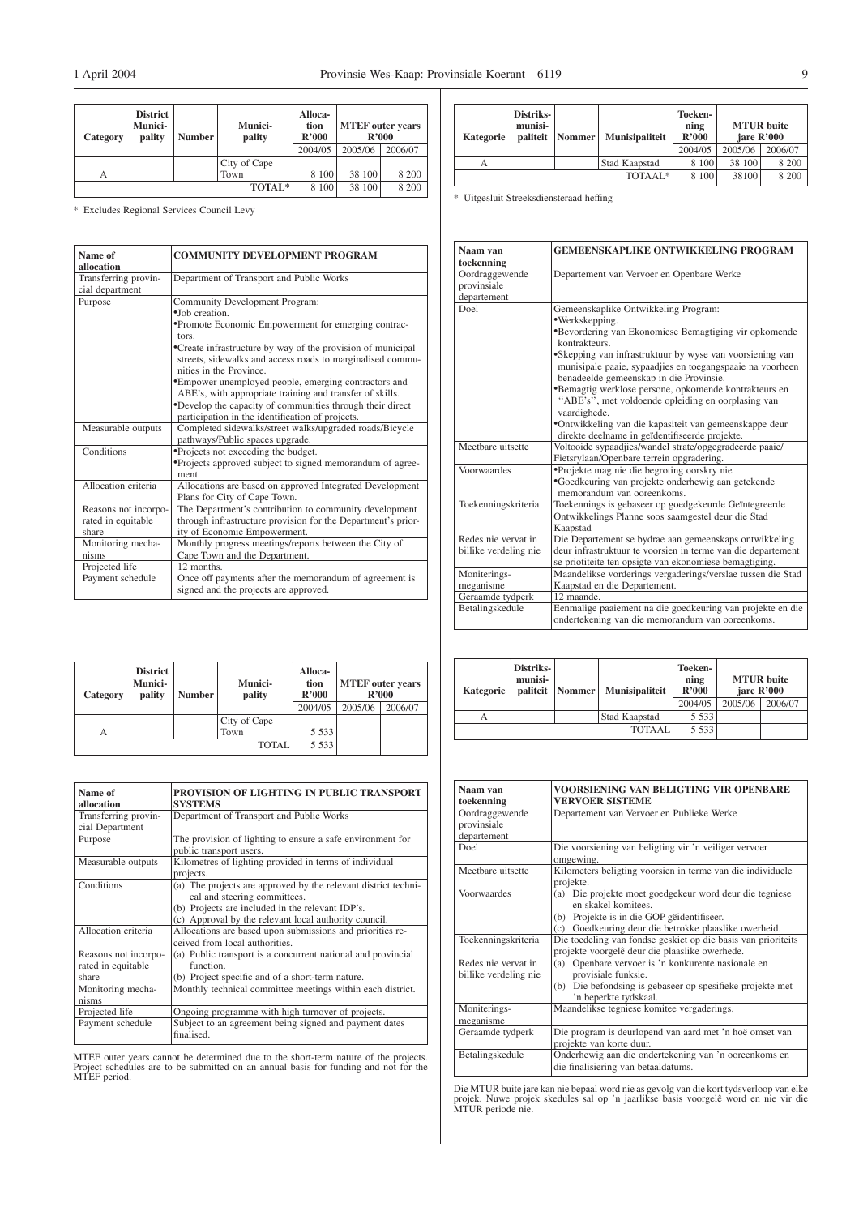| Category | District Municipality | Number | Municipality | Allocation R'000 | MTEF outer years R'000 | |
|---|---|---|---|---|---|---|
| | | | | 2004/05 | 2005/06 | 2006/07 |
| A | | | City of Cape Town | 8 100 | 38 100 | 8 200 |
| | | | TOTAL* | 8 100 | 38 100 | 8 200 |

\* Excludes Regional Services Council Levy

| Name of allocation | COMMUNITY DEVELOPMENT PROGRAM |
|---|---|
| Transferring provincial department | Department of Transport and Public Works |
| Purpose | Community Development Program:<br>•Job creation.<br>•Promote Economic Empowerment for emerging contractors.<br>•Create infrastructure by way of the provision of municipal streets, sidewalks and access roads to marginalised communities in the Province.<br>•Empower unemployed people, emerging contractors and ABE's, with appropriate training and transfer of skills.<br>•Develop the capacity of communities through their direct participation in the identification of projects. |
| Measurable outputs | Completed sidewalks/street walks/upgraded roads/Bicycle pathways/Public spaces upgrade. |
| Conditions | •Projects not exceeding the budget.<br>•Projects approved subject to signed memorandum of agreement. |
| Allocation criteria | Allocations are based on approved Integrated Development Plans for City of Cape Town. |
| Reasons not incorporated in equitable share | The Department's contribution to community development through infrastructure provision for the Department's priority of Economic Empowerment. |
| Monitoring mechanisms | Monthly progress meetings/reports between the City of Cape Town and the Department. |
| Projected life | 12 months. |
| Payment schedule | Once off payments after the memorandum of agreement is signed and the projects are approved. |

| Category | District Municipality | Number | Municipality | Allocation R'000 | MTEF outer years R'000 | |
|---|---|---|---|---|---|---|
| | | | | 2004/05 | 2005/06 | 2006/07 |
| A | | | City of Cape Town | 5 533 | | |
| | | | TOTAL | 5 533 | | |

| Name of allocation | PROVISION OF LIGHTING IN PUBLIC TRANSPORT SYSTEMS |
|---|---|
| Transferring provincial Department | Department of Transport and Public Works |
| Purpose | The provision of lighting to ensure a safe environment for public transport users. |
| Measurable outputs | Kilometres of lighting provided in terms of individual projects. |
| Conditions | (a) The projects are approved by the relevant district technical and steering committees.<br>(b) Projects are included in the relevant IDP's.<br>(c) Approval by the relevant local authority council. |
| Allocation criteria | Allocations are based upon submissions and priorities received from local authorities. |
| Reasons not incorporated in equitable share | (a) Public transport is a concurrent national and provincial function.<br>(b) Project specific and of a short-term nature. |
| Monitoring mechanisms | Monthly technical committee meetings within each district. |
| Projected life | Ongoing programme with high turnover of projects. |
| Payment schedule | Subject to an agreement being signed and payment dates finalised. |

MTEF outer years cannot be determined due to the short-term nature of the projects. Project schedules are to be submitted on an annual basis for funding and not for the MTEF period.

| Kategorie | Distriksmunisipaliteit | Nommer | Munisipaliteit | Toekenning R'000 | MTUR buite jare R'000 | |
|---|---|---|---|---|---|---|
| | | | | 2004/05 | 2005/06 | 2006/07 |
| A | | | Stad Kaapstad | 8 100 | 38 100 | 8 200 |
| | | | TOTAAL* | 8 100 | 38100 | 8 200 |

\* Uitgesluit Streeksdiensteraad heffing

| Naam van toekenning | GEMEENSKAPLIKE ONTWIKKELING PROGRAM |
|---|---|
| Oordraggewende provinsiale departement | Departement van Vervoer en Openbare Werke |
| Doel | Gemeenskaplike Ontwikkeling Program:<br>•Werkskepping.<br>•Bevordering van Ekonomiese Bemagtiging vir opkomende kontrakteurs.<br>•Skepping van infrastruktuur by wyse van voorsiening van munisipale paaie, sypaadjies en toegangspaaie na voorheen benadeelde gemeenskap in die Provinsie.<br>•Bemagtig werklose persone, opkomende kontrakteurs en ''ABE's'', met voldoende opleiding en oorplasing van vaardighede.<br>•Ontwikkeling van die kapasiteit van gemeenskappe deur direkte deelname in geïdentifiseerde projekte. |
| Meetbare uitsette | Voltooide sypaadjies/wandel strate/opgegradeerde paaie/ Fietsrylaan/Openbare terrein opgradering. |
| Voorwaardes | •Projekte mag nie die begroting oorskry nie<br>•Goedkeuring van projekte onderhewig aan getekende memorandum van ooreenkoms. |
| Toekenningskriteria | Toekennings is gebaseer op goedgekeurde Geïntegreerde Ontwikkelings Planne soos saamgestel deur die Stad Kaapstad |
| Redes nie vervat in billike verdeling nie | Die Departement se bydrae aan gemeenskaps ontwikkeling deur infrastruktuur te voorsien in terme van die departement se priotiteite ten opsigte van ekonomiese bemagtiging. |
| Moniteringsmeganisme | Maandelikse vorderings vergaderings/verslae tussen die Stad Kaapstad en die Departement. |
| Geraamde tydperk | 12 maande. |
| Betalingskedule | Eenmalige paaiement na die goedkeuring van projekte en die ondertekening van die memorandum van ooreenkoms. |

| Kategorie | Distriksmunisipaliteit | Nommer | Munisipaliteit | Toekenning R'000 | MTUR buite jare R'000 | |
|---|---|---|---|---|---|---|
| | | | | 2004/05 | 2005/06 | 2006/07 |
| A | | | Stad Kaapstad | 5 533 | | |
| | | | TOTAAL | 5 533 | | |

| Naam van toekenning | VOORSIENING VAN BELIGTING VIR OPENBARE VERVOER SISTEME |
|---|---|
| Oordraggewende provinsiale departement | Departement van Vervoer en Publieke Werke |
| Doel | Die voorsiening van beligting vir 'n veiliger vervoer omgewing. |
| Meetbare uitsette | Kilometers beligting voorsien in terme van die individuele projekte. |
| Voorwaardes | (a) Die projekte moet goedgekeur word deur die tegniese en skakel komitees.<br>(b) Projekte is in die GOP geïdentifiseer.<br>(c) Goedkeuring deur die betrokke plaaslike owerheid. |
| Toekenningskriteria | Die toedeling van fondse geskiet op die basis van prioriteits projekte voorgelê deur die plaaslike owerhede. |
| Redes nie vervat in billike verdeling nie | (a) Openbare vervoer is 'n konkurente nasionale en provisiale funksie.<br>(b) Die befondsing is gebaseer op spesifieke projekte met 'n beperkte tydskaal. |
| Moniteringsmeganisme | Maandelikse tegniese komitee vergaderings. |
| Geraamde tydperk | Die program is deurlopend van aard met 'n hoë omset van projekte van korte duur. |
| Betalingskedule | Onderhewig aan die ondertekening van 'n ooreenkoms en die finalisering van betaaldatums. |

Die MTUR buite jare kan nie bepaal word nie as gevolg van die kort tydsverloop van elke projek. Nuwe projek skedules sal op 'n jaarlikse basis voorgelê word en nie vir die MTUR periode nie.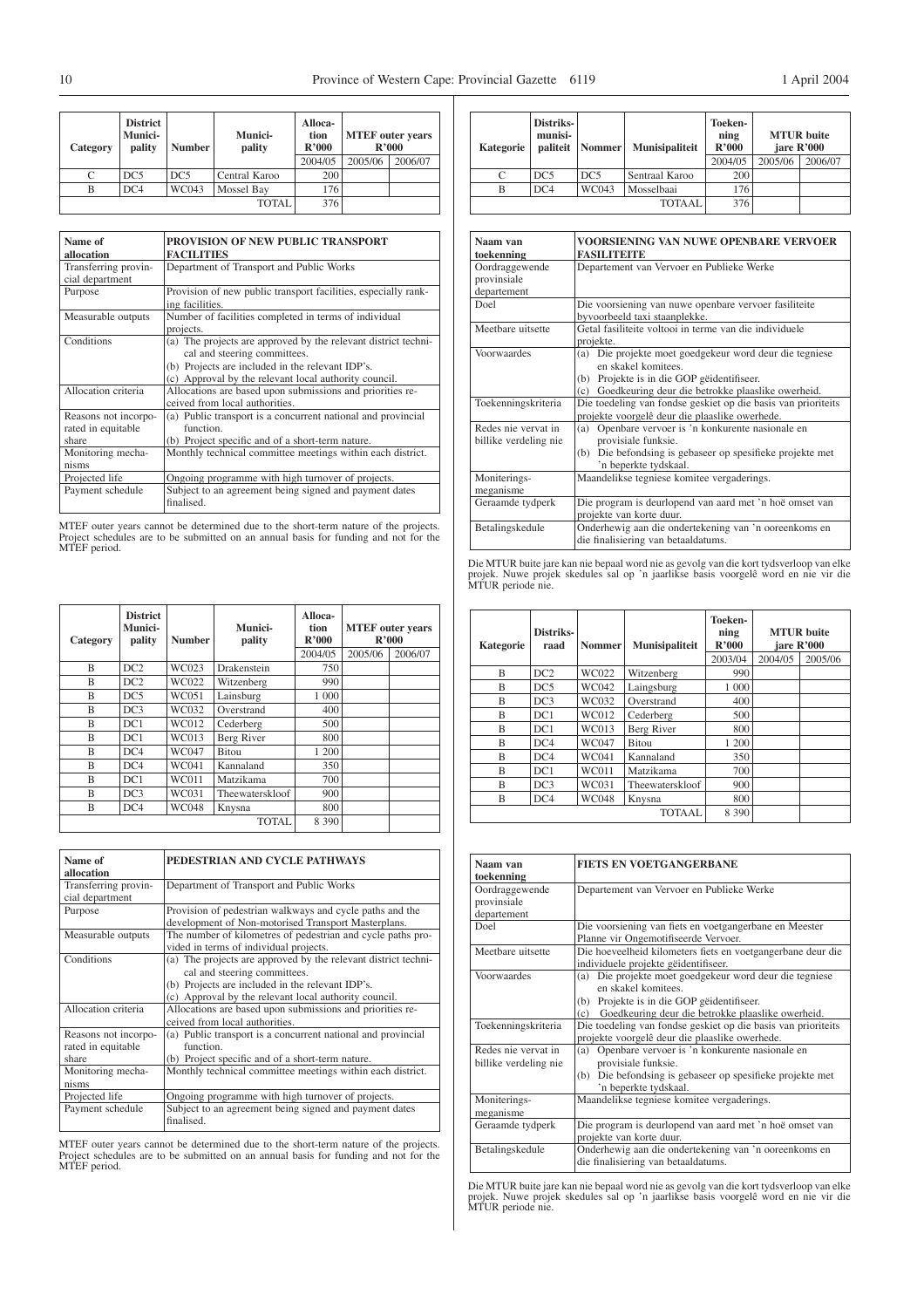| Category | District Munici-pality | Number | Munici-pality | Alloca-tion R'000 | MTEF outer years R'000 | |
|---|---|---|---|---|---|---|
| | | | | 2004/05 | 2005/06 | 2006/07 |
| C | DC5 | DC5 | Central Karoo | 200 | | |
| B | DC4 | WC043 | Mossel Bay | 176 | | |
| | | | TOTAL | 376 | | |

| Name of allocation | PROVISION OF NEW PUBLIC TRANSPORT FACILITIES |
|---|---|
| Transferring provincial department | Department of Transport and Public Works |
| Purpose | Provision of new public transport facilities, especially ranking facilities. |
| Measurable outputs | Number of facilities completed in terms of individual projects. |
| Conditions | (a) The projects are approved by the relevant district technical and steering committees.<br>(b) Projects are included in the relevant IDP's.<br>(c) Approval by the relevant local authority council. |
| Allocation criteria | Allocations are based upon submissions and priorities received from local authorities. |
| Reasons not incorporated in equitable share | (a) Public transport is a concurrent national and provincial function.<br>(b) Project specific and of a short-term nature. |
| Monitoring mechanisms | Monthly technical committee meetings within each district. |
| Projected life | Ongoing programme with high turnover of projects. |
| Payment schedule | Subject to an agreement being signed and payment dates finalised. |

MTEF outer years cannot be determined due to the short-term nature of the projects. Project schedules are to be submitted on an annual basis for funding and not for the MTEF period.

| Category | District Munici-pality | Number | Munici-pality | Alloca-tion R'000 | MTEF outer years R'000 | |
|---|---|---|---|---|---|---|
| | | | | 2004/05 | 2005/06 | 2006/07 |
| B | DC2 | WC023 | Drakenstein | 750 | | |
| B | DC2 | WC022 | Witzenberg | 990 | | |
| B | DC5 | WC051 | Lainsburg | 1 000 | | |
| B | DC3 | WC032 | Overstrand | 400 | | |
| B | DC1 | WC012 | Cederberg | 500 | | |
| B | DC1 | WC013 | Berg River | 800 | | |
| B | DC4 | WC047 | Bitou | 1 200 | | |
| B | DC4 | WC041 | Kannaland | 350 | | |
| B | DC1 | WC011 | Matzikama | 700 | | |
| B | DC3 | WC031 | Theewaterskloof | 900 | | |
| B | DC4 | WC048 | Knysna | 800 | | |
| | | | TOTAL | 8 390 | | |

| Name of allocation | PEDESTRIAN AND CYCLE PATHWAYS |
|---|---|
| Transferring provincial department | Department of Transport and Public Works |
| Purpose | Provision of pedestrian walkways and cycle paths and the development of Non-motorised Transport Masterplans. |
| Measurable outputs | The number of kilometres of pedestrian and cycle paths provided in terms of individual projects. |
| Conditions | (a) The projects are approved by the relevant district technical and steering committees.<br>(b) Projects are included in the relevant IDP's.<br>(c) Approval by the relevant local authority council. |
| Allocation criteria | Allocations are based upon submissions and priorities received from local authorities. |
| Reasons not incorporated in equitable share | (a) Public transport is a concurrent national and provincial function.<br>(b) Project specific and of a short-term nature. |
| Monitoring mechanisms | Monthly technical committee meetings within each district. |
| Projected life | Ongoing programme with high turnover of projects. |
| Payment schedule | Subject to an agreement being signed and payment dates finalised. |

MTEF outer years cannot be determined due to the short-term nature of the projects. Project schedules are to be submitted on an annual basis for funding and not for the MTEF period.

| Kategorie | Distriks-munisi-paliteit | Nommer | Munisipaliteit | Toeken-ning R'000 | MTUR buite jare R'000 | |
|---|---|---|---|---|---|---|
| | | | | 2004/05 | 2005/06 | 2006/07 |
| C | DC5 | DC5 | Sentraal Karoo | 200 | | |
| B | DC4 | WC043 | Mosselbaai | 176 | | |
| | | | TOTAAL | 376 | | |

| Naam van toekenning | VOORSIENING VAN NUWE OPENBARE VERVOER FASILITEITE |
|---|---|
| Oordraggewende provinsiale departement | Departement van Vervoer en Publieke Werke |
| Doel | Die voorsiening van nuwe openbare vervoer fasiliteite byvoorbeeld taxi staanplekke. |
| Meetbare uitsette | Getal fasiliteite voltooi in terme van die individuele projekte. |
| Voorwaardes | (a) Die projekte moet goedgekeur word deur die tegniese en skakel komitees.<br>(b) Projekte is in die GOP geïdentifiseer.<br>(c) Goedkeuring deur die betrokke plaaslike owerheid. |
| Toekenningskriteria | Die toedeling van fondse geskiet op die basis van prioriteits projekte voorgelê deur die plaaslike owerhede. |
| Redes nie verval in billike verdeling nie | (a) Openbare vervoer is 'n konkurente nasionale en provisiale funksie.<br>(b) Die befondsing is gebaseer op spesifieke projekte met 'n beperkte tydskaal. |
| Moniterings-meganisme | Maandelikse tegniese komitee vergaderings. |
| Geraamde tydperk | Die program is deurlopend van aard met 'n hoë omset van projekte van korte duur. |
| Betalingskedule | Onderhewig aan die ondertekening van 'n ooreenkoms en die finalisering van betaaldatums. |

Die MTUR buite jare kan nie bepaal word nie as gevolg van die kort tydsverloop van elke projek. Nuwe projek skedules sal op 'n jaarlikse basis voorgelê word en nie vir die MTUR periode nie.

| Kategorie | Distriks-raad | Nommer | Munisipaliteit | Toeken-ning R'000 | MTUR buite jare R'000 | |
|---|---|---|---|---|---|---|
| | | | | 2003/04 | 2004/05 | 2005/06 |
| B | DC2 | WC022 | Witzenberg | 990 | | |
| B | DC5 | WC042 | Laingsburg | 1 000 | | |
| B | DC3 | WC032 | Overstrand | 400 | | |
| B | DC1 | WC012 | Cederberg | 500 | | |
| B | DC1 | WC013 | Berg River | 800 | | |
| B | DC4 | WC047 | Bitou | 1 200 | | |
| B | DC4 | WC041 | Kannaland | 350 | | |
| B | DC1 | WC011 | Matzikama | 700 | | |
| B | DC3 | WC031 | Theewaterskloof | 900 | | |
| B | DC4 | WC048 | Knysna | 800 | | |
| | | | TOTAAL | 8 390 | | |

| Naam van toekenning | FIETS EN VOETGANGERBANE |
|---|---|
| Oordraggewende provinsiale departement | Departement van Vervoer en Publieke Werke |
| Doel | Die voorsiening van fiets en voetgangerbane en Meester Planne vir Ongemotifiseerde Vervoer. |
| Meetbare uitsette | Die hoeveelheid kilometers fiets en voetgangerbane deur die individuele projekte geïdentifiseer. |
| Voorwaardes | (a) Die projekte moet goedgekeur word deur die tegniese en skakel komitees.<br>(b) Projekte is in die GOP geïdentifiseer.<br>(c) Goedkeuring deur die betrokke plaaslike owerheid. |
| Toekenningskriteria | Die toedeling van fondse geskiet op die basis van prioriteits projekte voorgelê deur die plaaslike owerhede. |
| Redes nie vervat in billike verdeling nie | (a) Openbare vervoer is 'n konkurente nasionale en provisiale funksie.<br>(b) Die befondsing is gebaseer op spesifieke projekte met 'n beperkte tydskaal. |
| Moniterings-meganisme | Maandelikse tegniese komitee vergaderings. |
| Geraamde tydperk | Die program is deurlopend van aard met 'n hoë omset van projekte van korte duur. |
| Betalingskedule | Onderhewig aan die ondertekening van 'n ooreenkoms en die finalisering van betaaldatums. |

Die MTUR buite jare kan nie bepaal word nie as gevolg van die kort tydsverloop van elke projek. Nuwe projek skedules sal op 'n jaarlikse basis voorgelê word en nie vir die MTUR periode nie.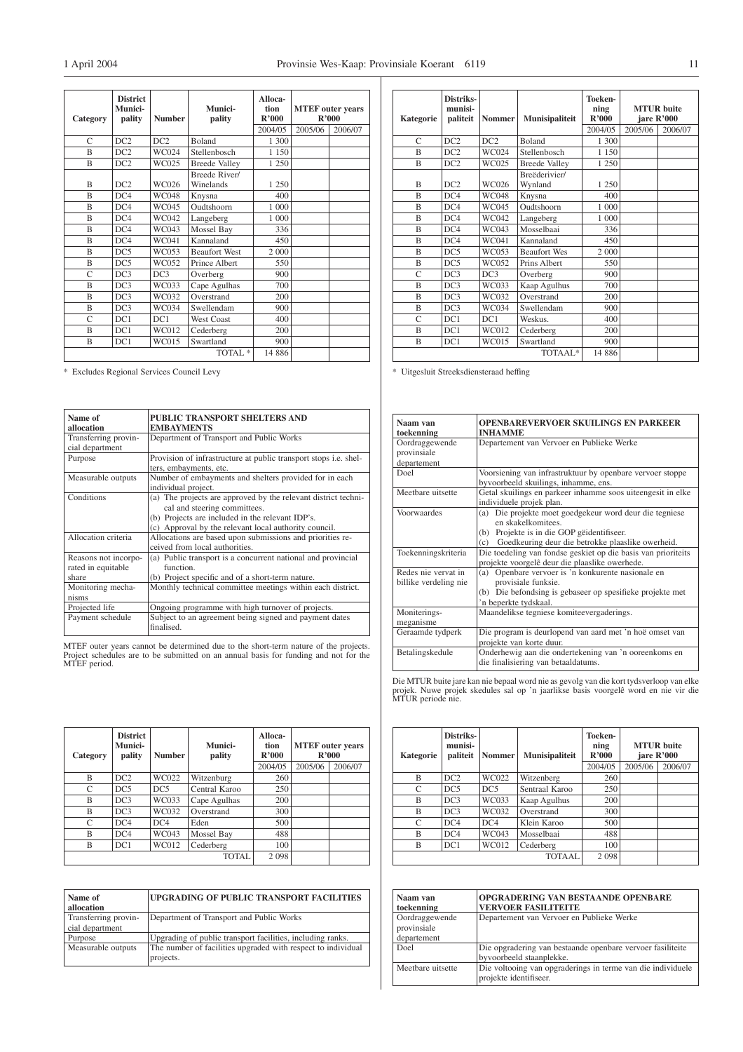| Category | District Municipality | Number | Municipality | Allocation R'000 | MTEF outer years R'000 | |
|---|---|---|---|---|---|---|
| | | | | 2004/05 | 2005/06 | 2006/07 |
| C | DC2 | DC2 | Boland | 1 300 | | |
| B | DC2 | WC024 | Stellenbosch | 1 150 | | |
| B | DC2 | WC025 | Breede Valley | 1 250 | | |
| B | DC2 | WC026 | Breede River/ Winelands | 1 250 | | |
| B | DC4 | WC048 | Knysna | 400 | | |
| B | DC4 | WC045 | Oudtshoorn | 1 000 | | |
| B | DC4 | WC042 | Langeberg | 1 000 | | |
| B | DC4 | WC043 | Mossel Bay | 336 | | |
| B | DC4 | WC041 | Kannaland | 450 | | |
| B | DC5 | WC053 | Beaufort West | 2 000 | | |
| B | DC5 | WC052 | Prince Albert | 550 | | |
| C | DC3 | DC3 | Overberg | 900 | | |
| B | DC3 | WC033 | Cape Agulhas | 700 | | |
| B | DC3 | WC032 | Overstrand | 200 | | |
| B | DC3 | WC034 | Swellendam | 900 | | |
| C | DC1 | DC1 | West Coast | 400 | | |
| B | DC1 | WC012 | Cederberg | 200 | | |
| B | DC1 | WC015 | Swartland | 900 | | |
| | | | TOTAL * | 14 886 | | |

\* Excludes Regional Services Council Levy

| Name of allocation | PUBLIC TRANSPORT SHELTERS AND EMBAYMENTS |
|---|---|
| Transferring provincial department | Department of Transport and Public Works |
| Purpose | Provision of infrastructure at public transport stops i.e. shelters, embayments, etc. |
| Measurable outputs | Number of embayments and shelters provided for in each individual project. |
| Conditions | (a) The projects are approved by the relevant district technical and steering committees.<br>(b) Projects are included in the relevant IDP's.<br>(c) Approval by the relevant local authority council. |
| Allocation criteria | Allocations are based upon submissions and priorities received from local authorities. |
| Reasons not incorporated in equitable share | (a) Public transport is a concurrent national and provincial function.<br>(b) Project specific and of a short-term nature. |
| Monitoring mechanisms | Monthly technical committee meetings within each district. |
| Projected life | Ongoing programme with high turnover of projects. |
| Payment schedule | Subject to an agreement being signed and payment dates finalised. |

MTEF outer years cannot be determined due to the short-term nature of the projects. Project schedules are to be submitted on an annual basis for funding and not for the MTEF period.

| Category | District Municipality | Number | Municipality | Allocation R'000 | MTEF outer years R'000 | |
|---|---|---|---|---|---|---|
| | | | | 2004/05 | 2005/06 | 2006/07 |
| B | DC2 | WC022 | Witzenburg | 260 | | |
| C | DC5 | DC5 | Central Karoo | 250 | | |
| B | DC3 | WC033 | Cape Agulhas | 200 | | |
| B | DC3 | WC032 | Overstrand | 300 | | |
| C | DC4 | DC4 | Eden | 500 | | |
| B | DC4 | WC043 | Mossel Bay | 488 | | |
| B | DC1 | WC012 | Cederberg | 100 | | |
| | | | TOTAL | 2 098 | | |

| Name of allocation | UPGRADING OF PUBLIC TRANSPORT FACILITIES |
|---|---|
| Transferring provincial department | Department of Transport and Public Works |
| Purpose | Upgrading of public transport facilities, including ranks. |
| Measurable outputs | The number of facilities upgraded with respect to individual projects. |

| Kategorie | Distriksmunisipaliteit | Nommer | Munisipaliteit | Toekenning R'000 | MTUR buite jare R'000 | |
|---|---|---|---|---|---|---|
| | | | | 2004/05 | 2005/06 | 2006/07 |
| C | DC2 | DC2 | Boland | 1 300 | | |
| B | DC2 | WC024 | Stellenbosch | 1 150 | | |
| B | DC2 | WC025 | Breede Valley | 1 250 | | |
| B | DC2 | WC026 | Breëderivier/ Wynland | 1 250 | | |
| B | DC4 | WC048 | Knysna | 400 | | |
| B | DC4 | WC045 | Oudtshoorn | 1 000 | | |
| B | DC4 | WC042 | Langeberg | 1 000 | | |
| B | DC4 | WC043 | Mosselbaai | 336 | | |
| B | DC4 | WC041 | Kannaland | 450 | | |
| B | DC5 | WC053 | Beaufort Wes | 2 000 | | |
| B | DC5 | WC052 | Prins Albert | 550 | | |
| C | DC3 | DC3 | Overberg | 900 | | |
| B | DC3 | WC033 | Kaap Agulhas | 700 | | |
| B | DC3 | WC032 | Overstrand | 200 | | |
| B | DC3 | WC034 | Swellendam | 900 | | |
| C | DC1 | DC1 | Weskus. | 400 | | |
| B | DC1 | WC012 | Cederberg | 200 | | |
| B | DC1 | WC015 | Swartland | 900 | | |
| | | | TOTAAL* | 14 886 | | |

\* Uitgesluit Streeksdiensteraad heffing

| Naam van toekenning | OPENBAREVERVOER SKUILINGS EN PARKEER INHAMME |
|---|---|
| Oordraggewende provinsiale departement | Departement van Vervoer en Publieke Werke |
| Doel | Voorsiening van infrastruktuur by openbare vervoer stoppe byvoorbeeld skuilings, inhamme, ens. |
| Meetbare uitsette | Getal skuilings en parkeer inhamme soos uiteengesit in elke individuele projek plan. |
| Voorwaardes | (a) Die projekte moet goedgekeur word deur die tegniese en skakelkomitees.<br>(b) Projekte is in die GOP geïdentifiseer.<br>(c) Goedkeuring deur die betrokke plaaslike owerheid. |
| Toekenningskriteria | Die toedeling van fondse geskied op die basis van prioriteits projekte voorgelê deur die plaaslike owerhede. |
| Redes nie vervat in billike verdeling nie | (a) Openbare vervoer is 'n konkurente nasionale en provisiale funksie.<br>(b) Die befondsing is gebaseer op spesifieke projekte met 'n beperkte tydskaal. |
| Moniteringsmeganisme | Maandelikse tegniese komiteevergaderings. |
| Geraamde tydperk | Die program is deurlopend van aard met 'n hoë omset van projekte van korte duur. |
| Betalingskedule | Onderhewig aan die ondertekening van 'n ooreenkoms en die finalisiering van betaaldatums. |

Die MTUR buite jare kan nie bepaal word nie as gevolg van die kort tydsverloop van elke projek. Nuwe projek skedules sal op 'n jaarlikse basis voorgelê word en nie vir die MTUR periode nie.

| Kategorie | Distriksmunisipaliteit | Nommer | Munisipaliteit | Toekenning R'000 | MTUR buite jare R'000 | |
|---|---|---|---|---|---|---|
| | | | | 2004/05 | 2005/06 | 2006/07 |
| B | DC2 | WC022 | Witzenberg | 260 | | |
| C | DC5 | DC5 | Sentraal Karoo | 250 | | |
| B | DC3 | WC033 | Kaap Agulhas | 200 | | |
| B | DC3 | WC032 | Overstrand | 300 | | |
| C | DC4 | DC4 | Klein Karoo | 500 | | |
| B | DC4 | WC043 | Mosselbaai | 488 | | |
| B | DC1 | WC012 | Cederberg | 100 | | |
| | | | TOTAAL | 2 098 | | |

| Naam van toekenning | OPGRADERING VAN BESTAANDE OPENBARE VERVOER FASILITEITE |
|---|---|
| Oordraggewende provinsiale departement | Departement van Vervoer en Publieke Werke |
| Doel | Die opgradering van bestaande openbare vervoer fasiliteite byvoorbeeld staanplekke. |
| Meetbare uitsette | Die voltooiing van opgraderings in terme van die individuele projekte identifiseer. |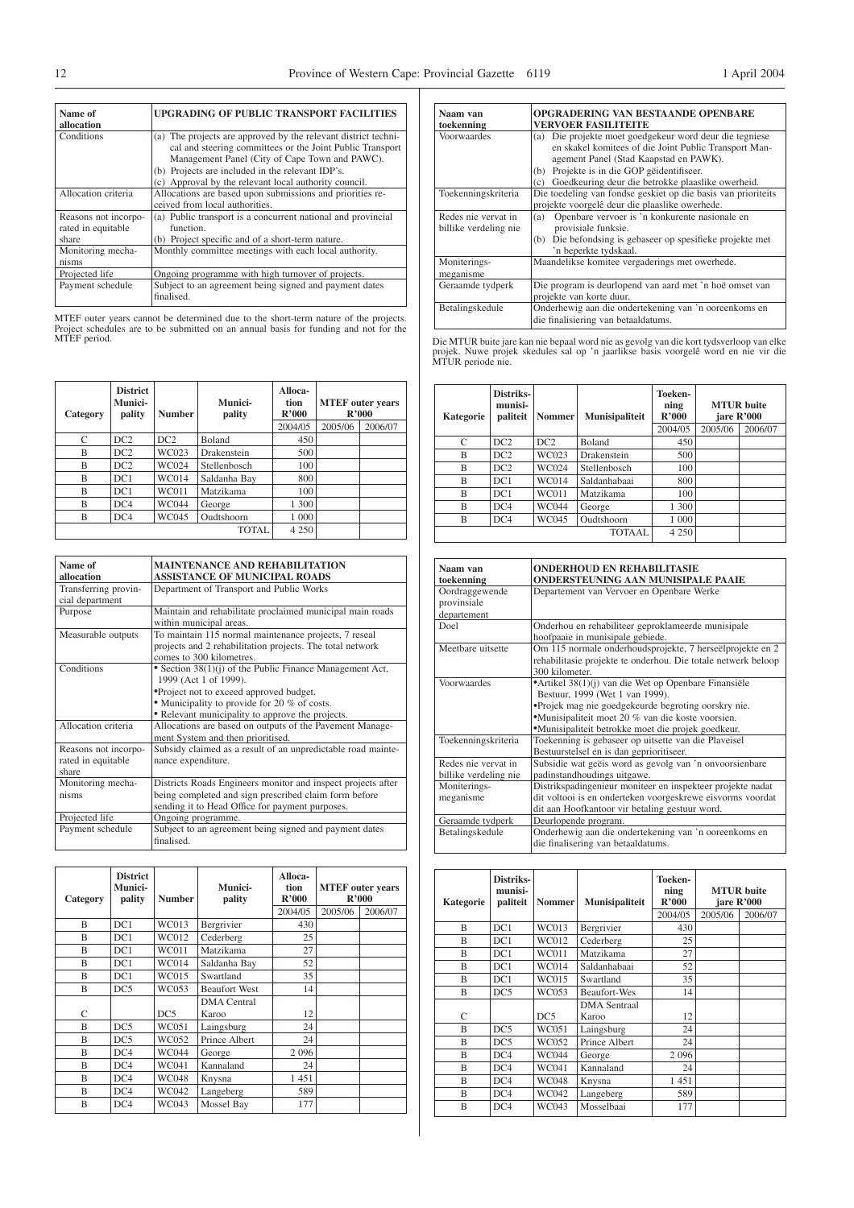| Name of allocation | UPGRADING OF PUBLIC TRANSPORT FACILITIES |
|---|---|
| Conditions | (a) The projects are approved by the relevant district technical and steering committees or the Joint Public Transport Management Panel (City of Cape Town and PAWC). (b) Projects are included in the relevant IDP's. (c) Approval by the relevant local authority council. |
| Allocation criteria | Allocations are based upon submissions and priorities received from local authorities. |
| Reasons not incorporated in equitable share | (a) Public transport is a concurrent national and provincial function. (b) Project specific and of a short-term nature. |
| Monitoring mechanisms | Monthly committee meetings with each local authority. |
| Projected life | Ongoing programme with high turnover of projects. |
| Payment schedule | Subject to an agreement being signed and payment dates finalised. |

MTEF outer years cannot be determined due to the short-term nature of the projects. Project schedules are to be submitted on an annual basis for funding and not for the MTEF period.

| Category | District Municipality | Number | Municipality | Allocation R'000 | MTEF outer years R'000 | |
|---|---|---|---|---|---|---|
| | | | | 2004/05 | 2005/06 | 2006/07 |
| C | DC2 | DC2 | Boland | 450 | | |
| B | DC2 | WC023 | Drakenstein | 500 | | |
| B | DC2 | WC024 | Stellenbosch | 100 | | |
| B | DC1 | WC014 | Saldanha Bay | 800 | | |
| B | DC1 | WC011 | Matzikama | 100 | | |
| B | DC4 | WC044 | George | 1 300 | | |
| B | DC4 | WC045 | Oudtshoorn | 1 000 | | |
| | | | TOTAL | 4 250 | | |

| Name of allocation | MAINTENANCE AND REHABILITATION ASSISTANCE OF MUNICIPAL ROADS |
|---|---|
| Transferring provincial department | Department of Transport and Public Works |
| Purpose | Maintain and rehabilitate proclaimed municipal main roads within municipal areas. |
| Measurable outputs | To maintain 115 normal maintenance projects, 7 reseal projects and 2 rehabilitation projects. The total network comes to 300 kilometres. |
| Conditions | • Section 38(1)(j) of the Public Finance Management Act, 1999 (Act 1 of 1999). •Project not to exceed approved budget. • Municipality to provide for 20 % of costs. • Relevant municipality to approve the projects. |
| Allocation criteria | Allocations are based on outputs of the Pavement Management System and then prioritised. |
| Reasons not incorporated in equitable share | Subsidy claimed as a result of an unpredictable road maintenance expenditure. |
| Monitoring mechanisms | Districts Roads Engineers monitor and inspect projects after being completed and sign prescribed claim form before sending it to Head Office for payment purposes. |
| Projected life | Ongoing programme. |
| Payment schedule | Subject to an agreement being signed and payment dates finalised. |

| Category | District Municipality | Number | Municipality | Allocation R'000 | MTEF outer years R'000 | |
|---|---|---|---|---|---|---|
| | | | | 2004/05 | 2005/06 | 2006/07 |
| B | DC1 | WC013 | Bergrivier | 430 | | |
| B | DC1 | WC012 | Cederberg | 25 | | |
| B | DC1 | WC011 | Matzikama | 27 | | |
| B | DC1 | WC014 | Saldanha Bay | 52 | | |
| B | DC1 | WC015 | Swartland | 35 | | |
| B | DC5 | WC053 | Beaufort West | 14 | | |
| C | | DC5 | DMA Central Karoo | 12 | | |
| B | DC5 | WC051 | Laingsburg | 24 | | |
| B | DC5 | WC052 | Prince Albert | 24 | | |
| B | DC4 | WC044 | George | 2 096 | | |
| B | DC4 | WC041 | Kannaland | 24 | | |
| B | DC4 | WC048 | Knysna | 1 451 | | |
| B | DC4 | WC042 | Langeberg | 589 | | |
| B | DC4 | WC043 | Mossel Bay | 177 | | |

| Naam van toekenning | OPGRADERING VAN BESTAANDE OPENBARE VERVOER FASILITEITE |
|---|---|
| Voorwaardes | (a) Die projekte moet goedgekeur word deur die tegniese en skakel komitees of die Joint Public Transport Management Panel (Stad Kaapstad en PAWK). (b) Projekte is in die GOP geïdentifiseer. (c) Goedkeuring deur die betrokke plaaslike owerheid. |
| Toekenningskriteria | Die toedeling van fondse geskiet op die basis van prioriteits projekte voorgelê deur die plaaslike owerhede. |
| Redes nie vervat in billike verdeling nie | (a) Openbare vervoer is 'n konkurente nasionale en provisiale funksie. (b) Die befondsing is gebaseer op spesifieke projekte met 'n beperkte tydskaal. |
| Moniteringsmeganisme | Maandelikse komitee vergaderings met owerhede. |
| Geraamde tydperk | Die program is deurlopend van aard met 'n hoë omset van projekte van korte duur. |
| Betalingskedule | Onderhewig aan die ondertekening van 'n ooreenkoms en die finalisering van betaaldatums. |

Die MTUR buite jare kan nie bepaal word nie as gevolg van die kort tydsverloop van elke projek. Nuwe projek skedules sal op 'n jaarlikse basis voorgelê word en nie vir die MTUR periode nie.

| Kategorie | Distriksmunisipaliteit | Nommer | Munisipaliteit | Toekenning R'000 | MTUR buite jare R'000 | |
|---|---|---|---|---|---|---|
| | | | | 2004/05 | 2005/06 | 2006/07 |
| C | DC2 | DC2 | Boland | 450 | | |
| B | DC2 | WC023 | Drakenstein | 500 | | |
| B | DC2 | WC024 | Stellenbosch | 100 | | |
| B | DC1 | WC014 | Saldanhabaai | 800 | | |
| B | DC1 | WC011 | Matzikama | 100 | | |
| B | DC4 | WC044 | George | 1 300 | | |
| B | DC4 | WC045 | Oudtshoorn | 1 000 | | |
| | | | TOTAAL | 4 250 | | |

| Naam van toekenning | ONDERHOUD EN REHABILITASIE ONDERSTEUNING AAN MUNISIPALE PAAIE |
|---|---|
| Oordraggewende provinsiale departement | Departement van Vervoer en Openbare Werke |
| Doel | Onderhou en rehabiliteer geproklameerde munisipale hoofpaaie in munisipale gebiede. |
| Meetbare uitsette | Om 115 normale onderhoudsprojekte, 7 herseëlprojekte en 2 rehabilitasie projekte te onderhou. Die totale netwerk beloop 300 kilometer. |
| Voorwaardes | •Artikel 38(1)(j) van die Wet op Openbare Finansiële Bestuur, 1999 (Wet 1 van 1999). •Projek mag nie goedgekeurde begroting oorskry nie. •Munisipaliteit moet 20 % van die koste voorsien. •Munisipaliteit betrokke moet die projek goedkeur. |
| Toekenningskriteria | Toekenning is gebaseer op uitsette van die Plaveisel Bestuurstelsel en is dan geprioritiseer. |
| Redes nie vervat in billike verdeling nie | Subsidie wat geëis word as gevolg van 'n onvoorsienbare padinstandhoudings uitgawe. |
| Moniteringsmeganisme | Distrikspadingenieur moniteer en inspekteer projekte nadat dit voltooi is en onderteken voorgeskrewe eisvorms voordat dit aan Hoofkantoor vir betaling gestuur word. |
| Geraamde tydperk | Deurlopende program. |
| Betalingskedule | Onderhewig aan die ondertekening van 'n ooreenkoms en die finalisering van betaaldatums. |

| Kategorie | Distriksmunisipaliteit | Nommer | Munisipaliteit | Toekenning R'000 | MTUR buite jare R'000 | |
|---|---|---|---|---|---|---|
| | | | | 2004/05 | 2005/06 | 2006/07 |
| B | DC1 | WC013 | Bergrivier | 430 | | |
| B | DC1 | WC012 | Cederberg | 25 | | |
| B | DC1 | WC011 | Matzikama | 27 | | |
| B | DC1 | WC014 | Saldanhabaai | 52 | | |
| B | DC1 | WC015 | Swartland | 35 | | |
| B | DC5 | WC053 | Beaufort-Wes | 14 | | |
| C | | DC5 | DMA Sentraal Karoo | 12 | | |
| B | DC5 | WC051 | Laingsburg | 24 | | |
| B | DC5 | WC052 | Prince Albert | 24 | | |
| B | DC4 | WC044 | George | 2 096 | | |
| B | DC4 | WC041 | Kannaland | 24 | | |
| B | DC4 | WC048 | Knysna | 1 451 | | |
| B | DC4 | WC042 | Langeberg | 589 | | |
| B | DC4 | WC043 | Mosselbaai | 177 | | |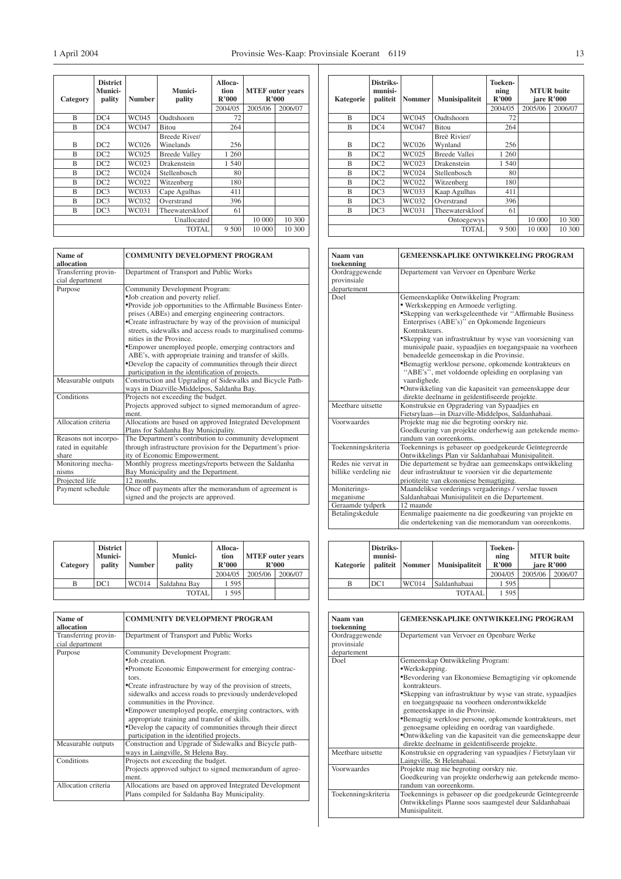| Category | District Municipality | Number | Municipality | Allocation R'000 | MTEF outer years R'000 | |
|---|---|---|---|---|---|---|
| | | | | 2004/05 | 2005/06 | 2006/07 |
| B | DC4 | WC045 | Oudtshoorn | 72 | | |
| B | DC4 | WC047 | Bitou | 264 | | |
| B | DC2 | WC026 | Breede River/ Winelands | 256 | | |
| B | DC2 | WC025 | Breede Valley | 1 260 | | |
| B | DC2 | WC023 | Drakenstein | 1 540 | | |
| B | DC2 | WC024 | Stellenbosch | 80 | | |
| B | DC2 | WC022 | Witzenberg | 180 | | |
| B | DC3 | WC033 | Cape Agulhas | 411 | | |
| B | DC3 | WC032 | Overstrand | 396 | | |
| B | DC3 | WC031 | Theewaterskloof | 61 | | |
| | | | Unallocated | | 10 000 | 10 300 |
| | | | TOTAL | 9 500 | 10 000 | 10 300 |

| Name of allocation | COMMUNITY DEVELOPMENT PROGRAM |
|---|---|
| Transferring provincial department | Department of Transport and Public Works |
| Purpose | Community Development Program:<br>•Job creation and poverty relief.<br>•Provide job opportunities to the Affirmable Business Enterprises (ABEs) and emerging engineering contractors.<br>•Create infrastructure by way of the provision of municipal streets, sidewalks and access roads to marginalised communities in the Province.<br>•Empower unemployed people, emerging contractors and ABE's, with appropriate training and transfer of skills.<br>•Develop the capacity of communities through their direct participation in the identification of projects. |
| Measurable outputs | Construction and Upgrading of Sidewalks and Bicycle Pathways in Diazville-Middelpos, Saldanha Bay. |
| Conditions | Projects not exceeding the budget.<br>Projects approved subject to signed memorandum of agreement. |
| Allocation criteria | Allocations are based on approved Integrated Development Plans for Saldanha Bay Municipality. |
| Reasons not incorporated in equitable share | The Department's contribution to community development through infrastructure provision for the Department's priority of Economic Empowerment. |
| Monitoring mechanisms | Monthly progress meetings/reports between the Saldanha Bay Municipality and the Department. |
| Projected life | 12 months. |
| Payment schedule | Once off payments after the memorandum of agreement is signed and the projects are approved. |

| Category | District Municipality | Number | Municipality | Allocation R'000 | MTEF outer years R'000 | |
|---|---|---|---|---|---|---|
| | | | | 2004/05 | 2005/06 | 2006/07 |
| B | DC1 | WC014 | Saldanha Bay | 1 595 | | |
| | | | TOTAL | 1 595 | | |

| Name of allocation | COMMUNITY DEVELOPMENT PROGRAM |
|---|---|
| Transferring provincial department | Department of Transport and Public Works |
| Purpose | Community Development Program:<br>•Job creation.<br>•Promote Economic Empowerment for emerging contractors.<br>•Create infrastructure by way of the provision of streets, sidewalks and access roads to previously underdeveloped communities in the Province.<br>•Empower unemployed people, emerging contractors, with appropriate training and transfer of skills.<br>•Develop the capacity of communities through their direct participation in the identified projects. |
| Measurable outputs | Construction and Upgrade of Sidewalks and Bicycle pathways in Laingville, St Helena Bay. |
| Conditions | Projects not exceeding the budget.<br>Projects approved subject to signed memorandum of agreement. |
| Allocation criteria | Allocations are based on approved Integrated Development Plans compiled for Saldanha Bay Municipality. |

| Kategorie | Distriksmunisipaliteit | Nommer | Munisipaliteit | Toekenning R'000 | MTUR buite jare R'000 | |
|---|---|---|---|---|---|---|
| | | | | 2004/05 | 2005/06 | 2006/07 |
| B | DC4 | WC045 | Oudtshoorn | 72 | | |
| B | DC4 | WC047 | Bitou | 264 | | |
| B | DC2 | WC026 | Breë Rivier/ Wynland | 256 | | |
| B | DC2 | WC025 | Breede Vallei | 1 260 | | |
| B | DC2 | WC023 | Drakenstein | 1 540 | | |
| B | DC2 | WC024 | Stellenbosch | 80 | | |
| B | DC2 | WC022 | Witzenberg | 180 | | |
| B | DC3 | WC033 | Kaap Agulhas | 411 | | |
| B | DC3 | WC032 | Overstrand | 396 | | |
| B | DC3 | WC031 | Theewaterskloof | 61 | | |
| | | | Ontoegewys | | 10 000 | 10 300 |
| | | | TOTAL | 9 500 | 10 000 | 10 300 |

| Naam van toekenning | GEMEENSKAPLIKE ONTWIKKELING PROGRAM |
|---|---|
| Oordraggewende provinsiale departement | Departement van Vervoer en Openbare Werke |
| Doel | Gemeenskaplike Ontwikkeling Program:<br>• Werkskepping en Armoede verligting.<br>•Skepping van werksgeleenthede vir "Affirmable Business Enterprises (ABE's)" en Opkomende Ingenieurs Kontrakteurs.<br>•Skepping van infrastruktuur by wyse van voorsiening van munisipale paaie, sypaadjies en toegangspaaie na voorheen benadeelde gemeenskap in die Provinsie.<br>•Bemagtig werklose persone, opkomende kontrakteurs en "ABE's", met voldoende opleiding en oorplasing van vaardighede.<br>•Ontwikkeling van die kapasiteit van gemeenskappe deur direkte deelname in geïdentifiseerde projekte. |
| Meetbare uitsette | Konstruksie en Opgradering van Sypaadjies en Fietsrylaan—in Diazville-Middelpos, Saldanhabaai. |
| Voorwaardes | Projekte mag nie die begroting oorskry nie.<br>Goedkeuring van projekte onderhewig aan getekende memorandum van ooreenkoms. |
| Toekenningskriteria | Toekennings is gebaseer op goedgekeurde Geïntegreerde Ontwikkelings Plan vir Saldanhabaai Munisipaliteit. |
| Redes nie vervat in billike verdeling nie | Die departement se bydrae aan gemeenskaps ontwikkeling deur infrastruktuur te voorsien vir die departemente prioteiteit van ekononiese bemagtiging. |
| Moniteringsmeganisme | Maandelikse vorderings vergaderings / verslae tussen Saldanhabaai Munisipaliteit en die Departement. |
| Geraamde tydperk | 12 maande |
| Betalingskedule | Eenmalige paaiemente na die goedkeuring van projekte en die ondertekening van die memorandum van ooreenkoms. |

| Kategorie | Distriksmunisipaliteit | Nommer | Munisipaliteit | Toekenning R'000 | MTUR buite jare R'000 | |
|---|---|---|---|---|---|---|
| | | | | 2004/05 | 2005/06 | 2006/07 |
| B | DC1 | WC014 | Saldanhabaai | 1 595 | | |
| | | | TOTAAL | 1 595 | | |

| Naam van toekenning | GEMEENSKAPLIKE ONTWIKKELING PROGRAM |
|---|---|
| Oordraggewende provinsiale departement | Departement van Vervoer en Openbare Werke |
| Doel | Gemeenskap Ontwikkeling Program:<br>•Werkskepping.<br>•Bevordering van Ekonomiese Bemagtiging vir opkomende kontrakteurs.<br>•Skepping van infrastruktuur by wyse van strate, sypaadjies en toegangspaaie na voorheen onderontwikkelde gemeenskappe in die Provinsie.<br>•Bemagtig werklose persone, opkomende kontrakteurs, met genoegsame opleiding en oordrag van vaardighede.<br>•Ontwikkeling van die kapasiteit van die gemeenskappe deur direkte deelname in geïdentifiseerde projekte. |
| Meetbare uitsette | Konstruksie en opgradering van sypaadjies / Fietsrylaan vir Laingville, St Helenabaai. |
| Voorwaardes | Projekte mag nie begroting oorskry nie.<br>Goedkeuring van projekte onderhewig aan getekende memorandum van ooreenkoms. |
| Toekenningskriteria | Toekennings is gebaseer op die goedgekeurde Geïntegreerde Ontwikkelings Planne soos saamgestel deur Saldanhabaai Munisipaliteit. |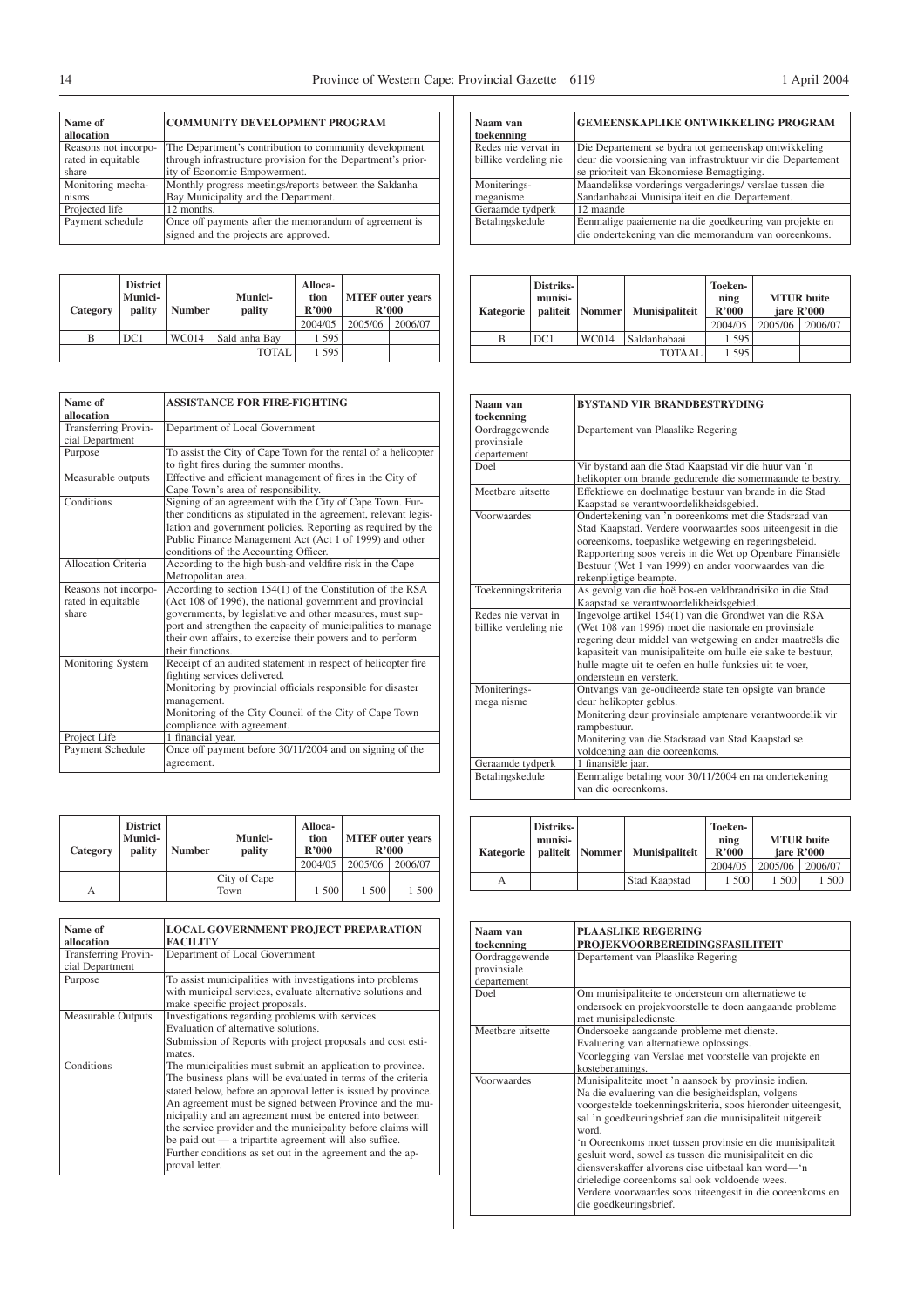| Name of allocation | COMMUNITY DEVELOPMENT PROGRAM |
|---|---|
| Reasons not incorporated in equitable share | The Department's contribution to community development through infrastructure provision for the Department's priority of Economic Empowerment. |
| Monitoring mechanisms | Monthly progress meetings/reports between the Saldanha Bay Municipality and the Department. |
| Projected life | 12 months. |
| Payment schedule | Once off payments after the memorandum of agreement is signed and the projects are approved. |

| Category | District Municipality | Number | Municipality | Allocation R'000 | MTEF outer years R'000 | |
|---|---|---|---|---|---|---|
| | | | | 2004/05 | 2005/06 | 2006/07 |
| B | DC1 | WC014 | Sald anha Bay | 1 595 | | |
| | | | TOTAL | 1 595 | | |

| Name of allocation | ASSISTANCE FOR FIRE-FIGHTING |
|---|---|
| Transferring Provincial Department | Department of Local Government |
| Purpose | To assist the City of Cape Town for the rental of a helicopter to fight fires during the summer months. |
| Measurable outputs | Effective and efficient management of fires in the City of Cape Town's area of responsibility. |
| Conditions | Signing of an agreement with the City of Cape Town. Further conditions as stipulated in the agreement, relevant legislation and government policies. Reporting as required by the Public Finance Management Act (Act 1 of 1999) and other conditions of the Accounting Officer. |
| Allocation Criteria | According to the high bush-and veldfire risk in the Cape Metropolitan area. |
| Reasons not incorporated in equitable share | According to section 154(1) of the Constitution of the RSA (Act 108 of 1996), the national government and provincial governments, by legislative and other measures, must support and strengthen the capacity of municipalities to manage their own affairs, to exercise their powers and to perform their functions. |
| Monitoring System | Receipt of an audited statement in respect of helicopter fire fighting services delivered.<br>Monitoring by provincial officials responsible for disaster management.<br>Monitoring of the City Council of the City of Cape Town compliance with agreement. |
| Project Life | 1 financial year. |
| Payment Schedule | Once off payment before 30/11/2004 and on signing of the agreement. |

| Category | District Municipality | Number | Municipality | Allocation R'000 | MTEF outer years R'000 | |
|---|---|---|---|---|---|---|
| | | | | 2004/05 | 2005/06 | 2006/07 |
| A | | | City of Cape Town | 1 500 | 1 500 | 1 500 |

| Name of allocation | LOCAL GOVERNMENT PROJECT PREPARATION FACILITY |
|---|---|
| Transferring Provincial Department | Department of Local Government |
| Purpose | To assist municipalities with investigations into problems with municipal services, evaluate alternative solutions and make specific project proposals. |
| Measurable Outputs | Investigations regarding problems with services.<br>Evaluation of alternative solutions.<br>Submission of Reports with project proposals and cost estimates. |
| Conditions | The municipalities must submit an application to province. The business plans will be evaluated in terms of the criteria stated below, before an approval letter is issued by province. An agreement must be signed between Province and the municipality and an agreement must be entered into between the service provider and the municipality before claims will be paid out — a tripartite agreement will also suffice. Further conditions as set out in the agreement and the approval letter. |

| Naam van toekenning | GEMEENSKAPLIKE ONTWIKKELING PROGRAM |
|---|---|
| Redes nie vervat in billike verdeling nie | Die Departement se bydra tot gemeenskap ontwikkeling deur die voorsiening van infrastruktuur vir die Departement se prioriteit van Ekonomiese Bemagtiging. |
| Moniterings-meganisme | Maandelikse vorderings vergaderings/ verslae tussen die Sandanhabaai Munisipaliteit en die Departement. |
| Geraamde tydperk | 12 maande |
| Betalingskedule | Eenmalige paaiemente na die goedkeuring van projekte en die ondertekening van die memorandum van ooreenkoms. |

| Kategorie | Distriks-munisipaliteit | Nommer | Munisipaliteit | Toekenning R'000 | MTUR buite jare R'000 | |
|---|---|---|---|---|---|---|
| | | | | 2004/05 | 2005/06 | 2006/07 |
| B | DC1 | WC014 | Saldanhabaai | 1 595 | | |
| | | | TOTAAL | 1 595 | | |

| Naam van toekenning | BYSTAND VIR BRANDBESTRYDING |
|---|---|
| Oordraggewende provinsiale departement | Departement van Plaaslike Regering |
| Doel | Vir bystand aan die Stad Kaapstad vir die huur van 'n helikopter om brande gedurende die somermaande te bestry. |
| Meetbare uitsette | Effektiewe en doelmatige bestuur van brande in die Stad Kaapstad se verantwoordelikheidsgebied. |
| Voorwaardes | Ondertekening van 'n ooreenkoms met die Stadsraad van Stad Kaapstad. Verdere voorwaardes soos uiteengesit in die ooreenkoms, toepaslike wetgewing en regeringsbeleid. Rapportering soos vereis in die Wet op Openbare Finansiële Bestuur (Wet 1 van 1999) en ander voorwaardes van die rekenpligtige beampte. |
| Toekenningskriteria | As gevolg van die hoë bos-en veldbrandrisiko in die Stad Kaapstad se verantwoordelikheidsgebied. |
| Redes nie vervat in billike verdeling nie | Ingevolge artikel 154(1) van die Grondwet van die RSA (Wet 108 van 1996) moet die nasionale en provinsiale regering deur middel van wetgewing en ander maatreëls die kapasiteit van munisipaliteite om hulle eie sake te bestuur, hulle magte uit te oefen en hulle funksies uit te voer, ondersteun en versterk. |
| Moniterings-meganisme | Ontvangs van ge-ouditeerde state ten opsigte van brande deur helikopter geblus.<br>Monitering deur provinsiale amptenare verantwoordelik vir rampbestuur.<br>Monitering van die Stadsraad van Stad Kaapstad se voldoening aan die ooreenkoms. |
| Geraamde tydperk | 1 finansiële jaar. |
| Betalingskedule | Eenmalige betaling voor 30/11/2004 en na ondertekening van die ooreenkoms. |

| Kategorie | Distriks-munisipaliteit | Nommer | Munisipaliteit | Toekenning R'000 | MTUR buite jare R'000 | |
|---|---|---|---|---|---|---|
| | | | | 2004/05 | 2005/06 | 2006/07 |
| A | | | Stad Kaapstad | 1 500 | 1 500 | 1 500 |

| Naam van toekenning | PLAASLIKE REGERING PROJEKVOORBEREIDINGSFASILITEIT |
|---|---|
| Oordraggewende provinsiale departement | Departement van Plaaslike Regering |
| Doel | Om munisipaliteite te ondersteun om alternatiewe te ondersoek en projekvoorstelle te doen aangaande probleme met munisipaledienste. |
| Meetbare uitsette | Ondersoeke aangaande probleme met dienste.<br>Evaluering van alternatiewe oplossings.<br>Voorlegging van Verslae met voorstelle van projekte en kosteberamings. |
| Voorwaardes | Munisipaliteite moet 'n aansoek by provinsie indien. Na die evaluering van die besigheidsplan, volgens voorgestelde toekenningskriteria, soos hieronder uiteengesit, sal 'n goedkeuringsbrief aan die munisipaliteit uitgereik word.<br>'n Ooreenkoms moet tussen provinsie en die munisipaliteit gesluit word, sowel as tussen die munisipaliteit en die diensverskaffer alvorens eise uitbetaal kan word—'n drieledige ooreenkoms sal ook voldoende wees.<br>Verdere voorwaardes soos uiteengesit in die ooreenkoms en die goedkeuringsbrief. |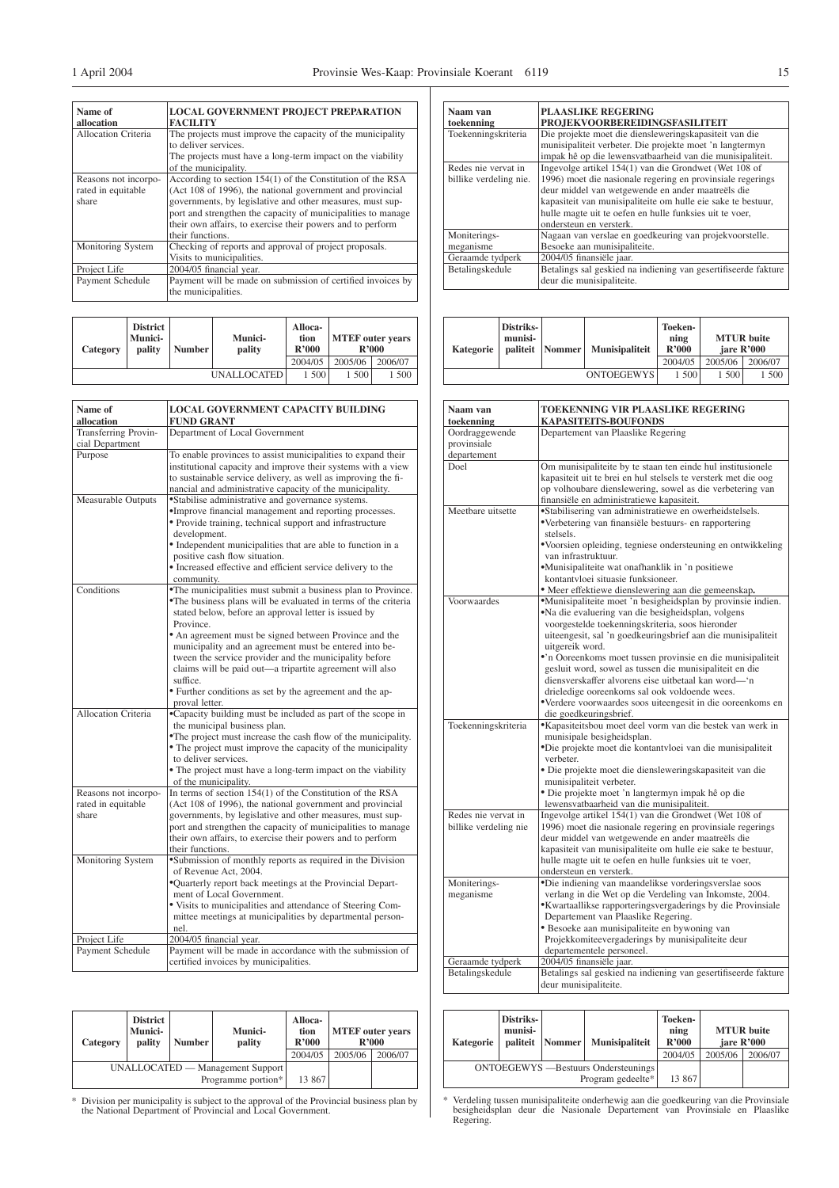| Name of allocation | LOCAL GOVERNMENT PROJECT PREPARATION FACILITY |
|---|---|
| Allocation Criteria | The projects must improve the capacity of the municipality to deliver services. The projects must have a long-term impact on the viability of the municipality. |
| Reasons not incorporated in equitable share | According to section 154(1) of the Constitution of the RSA (Act 108 of 1996), the national government and provincial governments, by legislative and other measures, must support and strengthen the capacity of municipalities to manage their own affairs, to exercise their powers and to perform their functions. |
| Monitoring System | Checking of reports and approval of project proposals. Visits to municipalities. |
| Project Life | 2004/05 financial year. |
| Payment Schedule | Payment will be made on submission of certified invoices by the municipalities. |

| Category | District Municipality | Number | Municipality | Allocation R'000 | MTEF outer years R'000 | |
|---|---|---|---|---|---|---|
| | | | | 2004/05 | 2005/06 | 2006/07 |
| UNALLOCATED | | | | 1 500 | 1 500 | 1 500 |

| Name of allocation | LOCAL GOVERNMENT CAPACITY BUILDING FUND GRANT |
|---|---|
| Transferring Provincial Department | Department of Local Government |
| Purpose | To enable provinces to assist municipalities to expand their institutional capacity and improve their systems with a view to sustainable service delivery, as well as improving the financial and administrative capacity of the municipality. |
| Measurable Outputs | • Stabilise administrative and governance systems.<br>• Improve financial management and reporting processes.<br>• Provide training, technical support and infrastructure development.<br>• Independent municipalities that are able to function in a positive cash flow situation.<br>• Increased effective and efficient service delivery to the community. |
| Conditions | • The municipalities must submit a business plan to Province.<br>• The business plans will be evaluated in terms of the criteria stated below, before an approval letter is issued by Province.<br>• An agreement must be signed between Province and the municipality and an agreement must be entered into between the service provider and the municipality before claims will be paid out—a tripartite agreement will also suffice.<br>• Further conditions as set by the agreement and the approval letter. |
| Allocation Criteria | • Capacity building must be included as part of the scope in the municipal business plan.<br>• The project must increase the cash flow of the municipality.<br>• The project must improve the capacity of the municipality to deliver services.<br>• The project must have a long-term impact on the viability of the municipality. |
| Reasons not incorporated in equitable share | In terms of section 154(1) of the Constitution of the RSA (Act 108 of 1996), the national government and provincial governments, by legislative and other measures, must support and strengthen the capacity of municipalities to manage their own affairs, to exercise their powers and to perform their functions. |
| Monitoring System | • Submission of monthly reports as required in the Division of Revenue Act, 2004.<br>• Quarterly report back meetings at the Provincial Department of Local Government.<br>• Visits to municipalities and attendance of Steering Committee meetings at municipalities by departmental personnel. |
| Project Life | 2004/05 financial year. |
| Payment Schedule | Payment will be made in accordance with the submission of certified invoices by municipalities. |

| Category | District Municipality | Number | Municipality | Allocation R'000 | MTEF outer years R'000 | |
|---|---|---|---|---|---|---|
| | | | | 2004/05 | 2005/06 | 2006/07 |
| UNALLOCATED — Management Support Programme portion* | | | | 13 867 | | |

\* Division per municipality is subject to the approval of the Provincial business plan by the National Department of Provincial and Local Government.

| Naam van toekenning | PLAASLIKE REGERING PROJEKVOORBEREIDINGSFASILITEIT |
|---|---|
| Toekenningskriteria | Die projekte moet die diensleweringskapasiteit van die munisipaliteit verbeter. Die projekte moet 'n langtermyn impak hê op die lewensvatbaarheid van die munisipaliteit. |
| Redes nie vervat in billike verdeling nie. | Ingevolge artikel 154(1) van die Grondwet (Wet 108 of 1996) moet die nasionale regering en provinsiale regerings deur middel van wetgewende en ander maatreëls die kapasiteit van munisipaliteite om hulle eie sake te bestuur, hulle magte uit te oefen en hulle funksies uit te voer, ondersteun en versterk. |
| Moniteringsmeganisme | Nagaan van verslae en goedkeuring van projekvoorstelle. Besoeke aan munisipaliteite. |
| Geraamde tydperk | 2004/05 finansiële jaar. |
| Betalingskedule | Betalings sal geskied na indiening van gesertifiseerde fakture deur die munisipaliteite. |

| Kategorie | Distriksmunisipaliteit | Nommer | Munisipaliteit | Toekenning R'000 | MTUR buite jare R'000 | |
|---|---|---|---|---|---|---|
| | | | | 2004/05 | 2005/06 | 2006/07 |
| ONTOEGEWYS | | | | 1 500 | 1 500 | 1 500 |

| Naam van toekenning | TOEKENNING VIR PLAASLIKE REGERING KAPASITEITS-BOUFONDS |
|---|---|
| Oordraggewende provinsiale departement | Departement van Plaaslike Regering |
| Doel | Om munisipaliteite by te staan ten einde hul institusionele kapasiteit uit te brei en hul stelsels te versterk met die oog op volhoubare dienslewering, sowel as die verbetering van finansiële en administratiewe kapasiteit. |
| Meetbare uitsette | • Stabilisering van administratiewe en owerheidstelsels.<br>• Verbetering van finansiële bestuurs- en rapportering stelsels.<br>• Voorsien opleiding, tegniese ondersteuning en ontwikkeling van infrastruktuur.<br>• Munisipaliteite wat onafhanklik in 'n positiewe kontantvloei situasie funksioneer.<br>• Meer effektiewe dienslewering aan die gemeenskap. |
| Voorwaardes | • Munisipaliteite moet 'n besigheidsplan by provinsie indien.<br>• Na die evaluering van die besigheidsplan, volgens voorgestelde toekenningskriteria, soos hieronder uiteengesit, sal 'n goedkeuringsbrief aan die munisipaliteit uitgereik word.<br>• 'n Ooreenkoms moet tussen provinsie en die munisipaliteit gesluit word, sowel as tussen die munisipaliteit en die diensverskaffer alvorens eise uitbetaal kan word—'n drieledige ooreenkoms sal ook voldoende wees.<br>• Verdere voorwaardes soos uiteengesit in die ooreenkoms en die goedkeuringsbrief. |
| Toekenningskriteria | • Kapasiteitsbou moet deel vorm van die bestek van werk in munisipale besigheidsplan.<br>• Die projekte moet die kontantvloei van die munisipaliteit verbeter.<br>• Die projekte moet die diensleweringskapasiteit van die munisipaliteit verbeter.<br>• Die projekte moet 'n langtermyn impak hê op die lewensvatbaarheid van die munisipaliteit. |
| Redes nie vervat in billike verdeling nie | Ingevolge artikel 154(1) van die Grondwet (Wet 108 of 1996) moet die nasionale regering en provinsiale regerings deur middel van wetgewende en ander maatreëls die kapasiteit van munisipaliteite om hulle eie sake te bestuur, hulle magte uit te oefen en hulle funksies uit te voer, ondersteun en versterk. |
| Moniteringsmeganisme | • Die indiening van maandelikse vorderingsverslae soos verlang in die Wet op die Verdeling van Inkomste, 2004.<br>• Kwartaallikse rapporteringsvergaderings by die Provinsiale Departement van Plaaslike Regering.<br>• Besoeke aan munisipaliteite en bywoning van Projekkomiteevergaderings by munisipaliteite deur departementele personeel. |
| Geraamde tydperk | 2004/05 finansiële jaar. |
| Betalingskedule | Betalings sal geskied na indiening van gesertifiseerde fakture deur munisipaliteite. |

| Kategorie | Distriksmunisipaliteit | Nommer | Munisipaliteit | Toekenning R'000 | MTUR buite jare R'000 | |
|---|---|---|---|---|---|---|
| | | | | 2004/05 | 2005/06 | 2006/07 |
| ONTOEGEWYS —Bestuurs Ondersteunings Program gedeelte* | | | | 13 867 | | |

\* Verdeling tussen munisipaliteite onderhewig aan die goedkeuring van die Provinsiale besigheidsplan deur die Nasionale Departement van Provinsiale en Plaaslike Regering.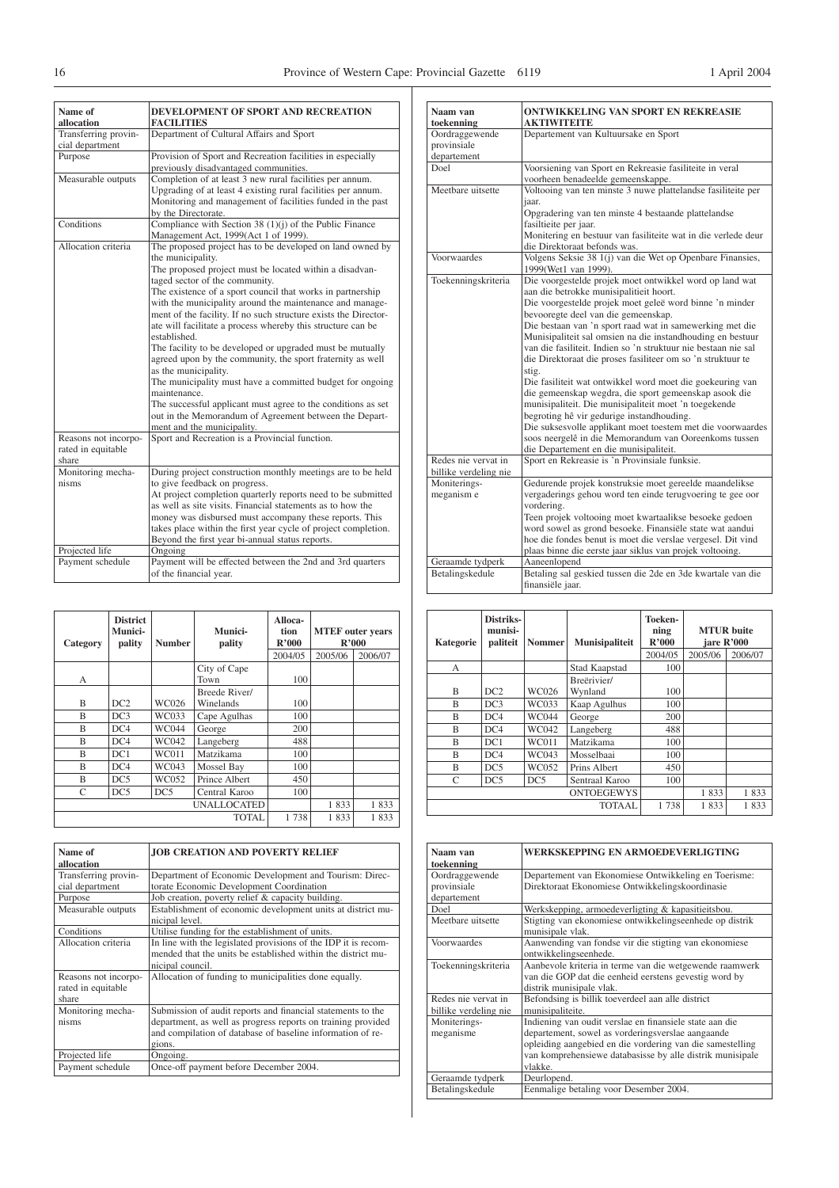| Name of allocation | DEVELOPMENT OF SPORT AND RECREATION FACILITIES |
|---|---|
| Transferring provincial department | Department of Cultural Affairs and Sport |
| Purpose | Provision of Sport and Recreation facilities in especially previously disadvantaged communities. |
| Measurable outputs | Completion of at least 3 new rural facilities per annum. Upgrading of at least 4 existing rural facilities per annum. Monitoring and management of facilities funded in the past by the Directorate. |
| Conditions | Compliance with Section 38 (1)(j) of the Public Finance Management Act, 1999(Act 1 of 1999). |
| Allocation criteria | The proposed project has to be developed on land owned by the municipality. The proposed project must be located within a disadvantaged sector of the community. The existence of a sport council that works in partnership with the municipality around the maintenance and management of the facility. If no such structure exists the Directorate will facilitate a process whereby this structure can be established. The facility to be developed or upgraded must be mutually agreed upon by the community, the sport fraternity as well as the municipality. The municipality must have a committed budget for ongoing maintenance. The successful applicant must agree to the conditions as set out in the Memorandum of Agreement between the Department and the municipality. |
| Reasons not incorporated in equitable share | Sport and Recreation is a Provincial function. |
| Monitoring mechanisms | During project construction monthly meetings are to be held to give feedback on progress. At project completion quarterly reports need to be submitted as well as site visits. Financial statements as to how the money was disbursed must accompany these reports. This takes place within the first year cycle of project completion. Beyond the first year bi-annual status reports. |
| Projected life | Ongoing |
| Payment schedule | Payment will be effected between the 2nd and 3rd quarters of the financial year. |

| Naam van toekenning | ONTWIKKELING VAN SPORT EN REKREASIE AKTIWITEITE |
|---|---|
| Oordraggewende provinsiale departement | Departement van Kultuursake en Sport |
| Doel | Voorsiening van Sport en Rekreasie fasiliteite in veral voorheen benadeelde gemeenskappe. |
| Meetbare uitsette | Voltooiing van ten minste 3 nuwe plattelandse fasiliteite per jaar. Opgradering van ten minste 4 bestaande plattelandse fasiltieite per jaar. Monitering en bestuur van fasiliteite wat in die verlede deur die Direktoraat befonds was. |
| Voorwaardes | Volgens Seksie 38 1(j) van die Wet op Openbare Finansies, 1999(Wet1 van 1999). |
| Toekenningskriteria | Die voorgestelde projek moet ontwikkel word op land wat aan die betrokke munisipaliteit hoort. Die voorgestelde projek moet geleë word binne 'n minder bevooregte deel van die gemeenskap. Die bestaan van 'n sport raad wat in samewerking met die Munisipaliteit sal omsien na die instandhouding en bestuur van die fasiliteit. Indien so 'n struktuur nie bestaan nie sal die Direktoraat die proses fasiliteer om so 'n struktuur te stig. Die fasiliteit wat ontwikkel word moet die goekeuring van die gemeenskap wegdra, die sport gemeenskap asook die munisipaliteit. Die munisipaliteit moet 'n toegekende begroting hê vir gedurige instandhouding. Die suksesvolle applikant moet toestem met die voorwaardes soos neergelê in die Memorandum van Ooreenkoms tussen die Departement en die munisipaliteit. |
| Redes nie vervat in billike verdeling nie | Sport en Rekreasie is 'n Provinsiale funksie. |
| Moniterings-meganism e | Gedurende projek konstruksie moet gereelde maandelikse vergaderings gehou word ten einde terugvoering te gee oor vordering. Teen projek voltooing moet kwartaalikse besoeke gedoen word sowel as grond besoeke. Finansiële state wat aandui hoe die fondes benut is moet die verslae vergesel. Dit vind plaas binne die eerste jaar siklus van projek voltooing. |
| Geraamde tydperk | Aaneenlopend |
| Betalingskedule | Betaling sal geskied tussen die 2de en 3de kwartale van die finansiële jaar. |

| Category | District Municipality | Number | Municipality | Allocation R'000 | MTEF outer years R'000 | |
|---|---|---|---|---|---|---|
| | | | | 2004/05 | 2005/06 | 2006/07 |
| A | | | City of Cape Town | 100 | | |
| B | DC2 | WC026 | Breede River/ Winelands | 100 | | |
| B | DC3 | WC033 | Cape Agulhas | 100 | | |
| B | DC4 | WC044 | George | 200 | | |
| B | DC4 | WC042 | Langeberg | 488 | | |
| B | DC1 | WC011 | Matzikama | 100 | | |
| B | DC4 | WC043 | Mossel Bay | 100 | | |
| B | DC5 | WC052 | Prince Albert | 450 | | |
| C | DC5 | DC5 | Central Karoo | 100 | | |
| | | | UNALLOCATED | | 1 833 | 1 833 |
| | | | TOTAL | 1 738 | 1 833 | 1 833 |

| Kategorie | Distriks-munisipaliteit | Nommer | Munisipaliteit | Toekenning R'000 | MTUR buite jare R'000 | |
|---|---|---|---|---|---|---|
| | | | | 2004/05 | 2005/06 | 2006/07 |
| A | | | Stad Kaapstad | 100 | | |
| B | DC2 | WC026 | Breërivier/ Wynland | 100 | | |
| B | DC3 | WC033 | Kaap Agulhus | 100 | | |
| B | DC4 | WC044 | George | 200 | | |
| B | DC4 | WC042 | Langeberg | 488 | | |
| B | DC1 | WC011 | Matzikama | 100 | | |
| B | DC4 | WC043 | Mosselbaai | 100 | | |
| B | DC5 | WC052 | Prins Albert | 450 | | |
| C | DC5 | DC5 | Sentraal Karoo | 100 | | |
| | | | ONTOEGEWYS | | 1 833 | 1 833 |
| | | | TOTAAL | 1 738 | 1 833 | 1 833 |

| Name of allocation | JOB CREATION AND POVERTY RELIEF |
|---|---|
| Transferring provincial department | Department of Economic Development and Tourism: Directorate Economic Development Coordination |
| Purpose | Job creation, poverty relief & capacity building. |
| Measurable outputs | Establishment of economic development units at district municipal level. |
| Conditions | Utilise funding for the establishment of units. |
| Allocation criteria | In line with the legislated provisions of the IDP it is recommended that the units be established within the district municipal council. |
| Reasons not incorporated in equitable share | Allocation of funding to municipalities done equally. |
| Monitoring mechanisms | Submission of audit reports and financial statements to the department, as well as progress reports on training provided and compilation of database of baseline information of regions. |
| Projected life | Ongoing. |
| Payment schedule | Once-off payment before December 2004. |

| Naam van toekenning | WERKSKEPPING EN ARMOEDEVERLIGTING |
|---|---|
| Oordraggewende provinsiale departement | Departement van Ekonomiese Ontwikkeling en Toerisme: Direktoraat Ekonomiese Ontwikkelingskoordinasie |
| Doel | Werkskepping, armoedeverligting & kapasitieitsbou. |
| Meetbare uitsette | Stigting van ekonomiese ontwikkelingseenhede op distrik munisipale vlak. |
| Voorwaardes | Aanwending van fondse vir die stigting van ekonomiese ontwikkelingseenhede. |
| Toekenningskriteria | Aanbevole kriteria in terme van die wetgewende raamwerk van die GOP dat die eenheid eerstens gevestig word by distrik munisipale vlak. |
| Redes nie vervat in billike verdeling nie | Befondsing is billik toeverdeel aan alle district munisipaliteite. |
| Moniterings-meganisme | Indiening van oudit verslae en finansiele state aan die departement, sowel as vorderingsverslae aangaande opleiding aangebied en die vordering van die samestelling van komprehensiewe databasisse by alle distrik munisipale vlakke. |
| Geraamde tydperk | Deurlopend. |
| Betalingskedule | Eenmalige betaling voor Desember 2004. |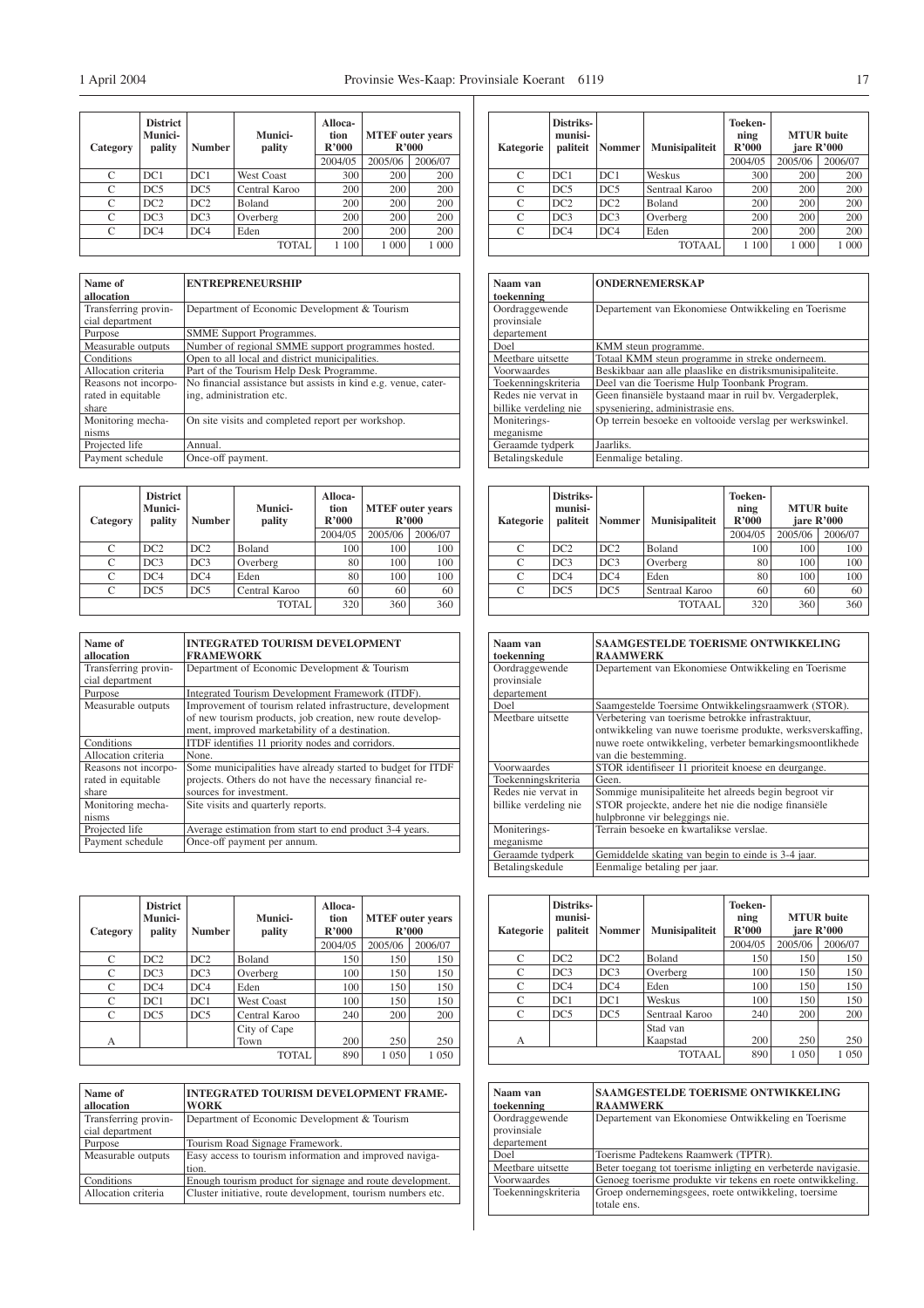| Category | District Munici-pality | Number | Munici-pality | Alloca-tion R'000 | MTEF outer years R'000 | |
|---|---|---|---|---|---|---|
| | | | | 2004/05 | 2005/06 | 2006/07 |
| C | DC1 | DC1 | West Coast | 300 | 200 | 200 |
| C | DC5 | DC5 | Central Karoo | 200 | 200 | 200 |
| C | DC2 | DC2 | Boland | 200 | 200 | 200 |
| C | DC3 | DC3 | Overberg | 200 | 200 | 200 |
| C | DC4 | DC4 | Eden | 200 | 200 | 200 |
| | | | TOTAL | 1 100 | 1 000 | 1 000 |

| Name of allocation | ENTREPRENEURSHIP |
|---|---|
| Transferring provincial department | Department of Economic Development & Tourism |
| Purpose | SMME Support Programmes. |
| Measurable outputs | Number of regional SMME support programmes hosted. |
| Conditions | Open to all local and district municipalities. |
| Allocation criteria | Part of the Tourism Help Desk Programme. |
| Reasons not incorporated in equitable share | No financial assistance but assists in kind e.g. venue, catering, administration etc. |
| Monitoring mechanisms | On site visits and completed report per workshop. |
| Projected life | Annual. |
| Payment schedule | Once-off payment. |

| Category | District Munici-pality | Number | Munici-pality | Alloca-tion R'000 | MTEF outer years R'000 | |
|---|---|---|---|---|---|---|
| | | | | 2004/05 | 2005/06 | 2006/07 |
| C | DC2 | DC2 | Boland | 100 | 100 | 100 |
| C | DC3 | DC3 | Overberg | 80 | 100 | 100 |
| C | DC4 | DC4 | Eden | 80 | 100 | 100 |
| C | DC5 | DC5 | Central Karoo | 60 | 60 | 60 |
| | | | TOTAL | 320 | 360 | 360 |

| Name of allocation | INTEGRATED TOURISM DEVELOPMENT FRAMEWORK |
|---|---|
| Transferring provincial department | Department of Economic Development & Tourism |
| Purpose | Integrated Tourism Development Framework (ITDF). |
| Measurable outputs | Improvement of tourism related infrastructure, development of new tourism products, job creation, new route development, improved marketability of a destination. |
| Conditions | ITDF identifies 11 priority nodes and corridors. |
| Allocation criteria | None. |
| Reasons not incorporated in equitable share | Some municipalities have already started to budget for ITDF projects. Others do not have the necessary financial resources for investment. |
| Monitoring mechanisms | Site visits and quarterly reports. |
| Projected life | Average estimation from start to end product 3-4 years. |
| Payment schedule | Once-off payment per annum. |

| Category | District Munici-pality | Number | Munici-pality | Alloca-tion R'000 | MTEF outer years R'000 | |
|---|---|---|---|---|---|---|
| | | | | 2004/05 | 2005/06 | 2006/07 |
| C | DC2 | DC2 | Boland | 150 | 150 | 150 |
| C | DC3 | DC3 | Overberg | 100 | 150 | 150 |
| C | DC4 | DC4 | Eden | 100 | 150 | 150 |
| C | DC1 | DC1 | West Coast | 100 | 150 | 150 |
| C | DC5 | DC5 | Central Karoo | 240 | 200 | 200 |
| A | | | City of Cape Town | 200 | 250 | 250 |
| | | | TOTAL | 890 | 1 050 | 1 050 |

| Name of allocation | INTEGRATED TOURISM DEVELOPMENT FRAMEWORK |
|---|---|
| Transferring provincial department | Department of Economic Development & Tourism |
| Purpose | Tourism Road Signage Framework. |
| Measurable outputs | Easy access to tourism information and improved navigation. |
| Conditions | Enough tourism product for signage and route development. |
| Allocation criteria | Cluster initiative, route development, tourism numbers etc. |

| Kategorie | Distriks-munisi-paliteit | Nommer | Munisipaliteit | Toeken-ning R'000 | MTUR buite jare R'000 | |
|---|---|---|---|---|---|---|
| | | | | 2004/05 | 2005/06 | 2006/07 |
| C | DC1 | DC1 | Weskus | 300 | 200 | 200 |
| C | DC5 | DC5 | Sentraal Karoo | 200 | 200 | 200 |
| C | DC2 | DC2 | Boland | 200 | 200 | 200 |
| C | DC3 | DC3 | Overberg | 200 | 200 | 200 |
| C | DC4 | DC4 | Eden | 200 | 200 | 200 |
| | | | TOTAAL | 1 100 | 1 000 | 1 000 |

| Naam van toekenning | ONDERNEMERSKAP |
|---|---|
| Oordraggewende provinsiale departement | Departement van Ekonomiese Ontwikkeling en Toerisme |
| Doel | KMM steun programme. |
| Meetbare uitsette | Totaal KMM steun programme in streke onderneem. |
| Voorwaardes | Beskikbaar aan alle plaaslike en distriksmunisipaliteite. |
| Toekenningskriteria | Deel van die Toerisme Hulp Toonbank Program. |
| Redes nie vervat in billike verdeling nie | Geen finansiële bystaand maar in ruil bv. Vergaderplek, spysenering, administrasie ens. |
| Moniterings-meganisme | Op terrein besoeke en voltooide verslag per werkswinkel. |
| Geraamde tydperk | Jaarliks. |
| Betalingskedule | Eenmalige betaling. |

| Kategorie | Distriks-munisi-paliteit | Nommer | Munisipaliteit | Toeken-ning R'000 | MTUR buite jare R'000 | |
|---|---|---|---|---|---|---|
| | | | | 2004/05 | 2005/06 | 2006/07 |
| C | DC2 | DC2 | Boland | 100 | 100 | 100 |
| C | DC3 | DC3 | Overberg | 80 | 100 | 100 |
| C | DC4 | DC4 | Eden | 80 | 100 | 100 |
| C | DC5 | DC5 | Sentraal Karoo | 60 | 60 | 60 |
| | | | TOTAAL | 320 | 360 | 360 |

| Naam van toekenning | SAAMGESTELDE TOERISME ONTWIKKELING RAAMWERK |
|---|---|
| Oordraggewende provinsiale departement | Departement van Ekonomiese Ontwikkeling en Toerisme |
| Doel | Saamgestelde Toersime Ontwikkelingsraamwerk (STOR). |
| Meetbare uitsette | Verbetering van toerisme betrokke infrastraktuur, ontwikkeling van nuwe toerisme produkte, werksverskaffing, nuwe roete ontwikkeling, verbeter bemarkingsmoontlikhede van die bestemming. |
| Voorwaardes | STOR identifiseer 11 prioriteit knoese en deurgange. |
| Toekenningskriteria | Geen. |
| Redes nie vervat in billike verdeling nie | Sommige munisipaliteite het alreeds begin begroot vir STOR projeckte, andere het nie die nodige finansiële hulpbronne vir beleggings nie. |
| Moniterings-meganisme | Terrain besoeke en kwartalikse verslae. |
| Geraamde tydperk | Gemiddelde skating van begin to einde is 3-4 jaar. |
| Betalingskedule | Eenmalige betaling per jaar. |

| Kategorie | Distriks-munisi-paliteit | Nommer | Munisipaliteit | Toeken-ning R'000 | MTUR buite jare R'000 | |
|---|---|---|---|---|---|---|
| | | | | 2004/05 | 2005/06 | 2006/07 |
| C | DC2 | DC2 | Boland | 150 | 150 | 150 |
| C | DC3 | DC3 | Overberg | 100 | 150 | 150 |
| C | DC4 | DC4 | Eden | 100 | 150 | 150 |
| C | DC1 | DC1 | Weskus | 100 | 150 | 150 |
| C | DC5 | DC5 | Sentraal Karoo | 240 | 200 | 200 |
| A | | | Stad van Kaapstad | 200 | 250 | 250 |
| | | | TOTAAL | 890 | 1 050 | 1 050 |

| Naam van toekenning | SAAMGESTELDE TOERISME ONTWIKKELING RAAMWERK |
|---|---|
| Oordraggewende provinsiale departement | Departement van Ekonomiese Ontwikkeling en Toerisme |
| Doel | Toerisme Padtekens Raamwerk (TPTR). |
| Meetbare uitsette | Beter toegang tot toerisme inligting en verbeterde navigasie. |
| Voorwaardes | Genoeg toerisme produkte vir tekens en roete ontwikkeling. |
| Toekenningskriteria | Groep ondernemingsgees, roete ontwikkeling, toersime totale ens. |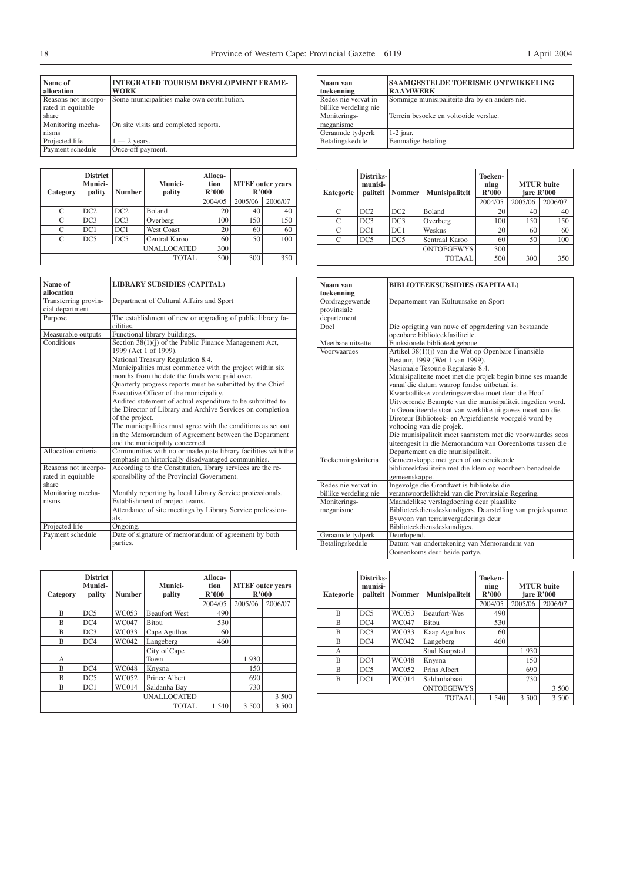| Name of allocation | INTEGRATED TOURISM DEVELOPMENT FRAMEWORK |
|---|---|
| Reasons not incorporated in equitable share | Some municipalities make own contribution. |
| Monitoring mechanisms | On site visits and completed reports. |
| Projected life | 1 — 2 years. |
| Payment schedule | Once-off payment. |

| Category | District Municipality | Number | Municipality | Allocation R'000 | MTEF outer years R'000 | |
|---|---|---|---|---|---|---|
| | | | | 2004/05 | 2005/06 | 2006/07 |
| C | DC2 | DC2 | Boland | 20 | 40 | 40 |
| C | DC3 | DC3 | Overberg | 100 | 150 | 150 |
| C | DC1 | DC1 | West Coast | 20 | 60 | 60 |
| C | DC5 | DC5 | Central Karoo | 60 | 50 | 100 |
| | | | UNALLOCATED | 300 | | |
| | | | TOTAL | 500 | 300 | 350 |

| Name of allocation | LIBRARY SUBSIDIES (CAPITAL) |
|---|---|
| Transferring provincial department | Department of Cultural Affairs and Sport |
| Purpose | The establishment of new or upgrading of public library facilities. |
| Measurable outputs | Functional library buildings. |
| Conditions | Section 38(1)(j) of the Public Finance Management Act, 1999 (Act 1 of 1999).<br>National Treasury Regulation 8.4.<br>Municipalities must commence with the project within six months from the date the funds were paid over.<br>Quarterly progress reports must be submitted by the Chief Executive Officer of the municipality.<br>Audited statement of actual expenditure to be submitted to the Director of Library and Archive Services on completion of the project.<br>The municipalities must agree with the conditions as set out in the Memorandum of Agreement between the Department and the municipality concerned. |
| Allocation criteria | Communities with no or inadequate library facilities with the emphasis on historically disadvantaged communities. |
| Reasons not incorporated in equitable share | According to the Constitution, library services are the responsibility of the Provincial Government. |
| Monitoring mechanisms | Monthly reporting by local Library Service professionals.<br>Establishment of project teams.<br>Attendance of site meetings by Library Service professionals. |
| Projected life | Ongoing. |
| Payment schedule | Date of signature of memorandum of agreement by both parties. |

| Category | District Municipality | Number | Municipality | Allocation R'000 | MTEF outer years R'000 | |
|---|---|---|---|---|---|---|
| | | | | 2004/05 | 2005/06 | 2006/07 |
| B | DC5 | WC053 | Beaufort West | 490 | | |
| B | DC4 | WC047 | Bitou | 530 | | |
| B | DC3 | WC033 | Cape Agulhas | 60 | | |
| B | DC4 | WC042 | Langeberg | 460 | | |
| A | | | City of Cape Town | | 1 930 | |
| B | DC4 | WC048 | Knysna | | 150 | |
| B | DC5 | WC052 | Prince Albert | | 690 | |
| B | DC1 | WC014 | Saldanha Bay | | 730 | |
| | | | UNALLOCATED | | | 3 500 |
| | | | TOTAL | 1 540 | 3 500 | 3 500 |

| Naam van toekenning | SAAMGESTELDE TOERISME ONTWIKKELING RAAMWERK |
|---|---|
| Redes nie vervat in billike verdeling nie | Sommige munisipaliteite dra by en anders nie. |
| Moniteringsmeganisme | Terrein besoeke en voltooide verslae. |
| Geraamde tydperk | 1-2 jaar. |
| Betalingskedule | Eenmalige betaling. |

| Kategorie | Distriksmunisipaliteit | Nommer | Munisipaliteit | Toekenning R'000 | MTUR buite jare R'000 | |
|---|---|---|---|---|---|---|
| | | | | 2004/05 | 2005/06 | 2006/07 |
| C | DC2 | DC2 | Boland | 20 | 40 | 40 |
| C | DC3 | DC3 | Overberg | 100 | 150 | 150 |
| C | DC1 | DC1 | Weskus | 20 | 60 | 60 |
| C | DC5 | DC5 | Sentraal Karoo | 60 | 50 | 100 |
| | | | ONTOEGEWYS | 300 | | |
| | | | TOTAAL | 500 | 300 | 350 |

| Naam van toekenning | BIBLIOTEEKSUBSIDIES (KAPITAAL) |
|---|---|
| Oordraggewende provinsiale departement | Departement van Kultuursake en Sport |
| Doel | Die oprigting van nuwe of opgradering van bestaande openbare biblioteekfasiliteite. |
| Meetbare uitsette | Funksionele biblioteekgeboue. |
| Voorwaardes | Artikel 38(1)(j) van die Wet op Openbare Finansiële Bestuur, 1999 (Wet 1 van 1999).<br>Nasionale Tesourie Regulasie 8.4.<br>Munisipaliteite moet met die projek begin binne ses maande vanaf die datum waarop fondse uitbetaal is.<br>Kwartaallikse vorderingsverslae moet deur die Hoof Uitvoerende Beampte van die munisipaliteit ingedien word.<br>'n Geouditeerde staat van werklike uitgawes moet aan die Direteur Biblioteek- en Argiefdienste voorgelê word by voltooiing van die projek.<br>Die munisipaliteit moet saamstem met die voorwaardes soos uiteengesit in die Memorandum van Ooreenkoms tussen die Departement en die munisipaliteit. |
| Toekenningskriteria | Gemeenskappe met geen of ontoereikende biblioteekfasiliteite met die klem op voorheen benadeelde gemeenskappe. |
| Redes nie vervat in billike verdeling nie | Ingevolge die Grondwet is biblioteke die verantwoordelikheid van die Provinsiale Regering. |
| Moniteringsmeganisme | Maandelikse verslagdoening deur plaaslike Biblioteekdiensdeskundigers. Daarstelling van projekspanne.<br>Bywoon van terrainvergaderings deur Biblioteekdiensdeskundiges. |
| Geraamde tydperk | Deurlopend. |
| Betalingskedule | Datum van ondertekening van Memorandum van Ooreenkoms deur beide partye. |

| Kategorie | Distriksmunisipaliteit | Nommer | Munisipaliteit | Toekenning R'000 | MTUR buite jare R'000 | |
|---|---|---|---|---|---|---|
| | | | | 2004/05 | 2005/06 | 2006/07 |
| B | DC5 | WC053 | Beaufort-Wes | 490 | | |
| B | DC4 | WC047 | Bitou | 530 | | |
| B | DC3 | WC033 | Kaap Agulhus | 60 | | |
| B | DC4 | WC042 | Langeberg | 460 | | |
| A | | | Stad Kaapstad | | 1 930 | |
| B | DC4 | WC048 | Knysna | | 150 | |
| B | DC5 | WC052 | Prins Albert | | 690 | |
| B | DC1 | WC014 | Saldanhabaai | | 730 | |
| | | | ONTOEGEWYS | | | 3 500 |
| | | | TOTAAL | 1 540 | 3 500 | 3 500 |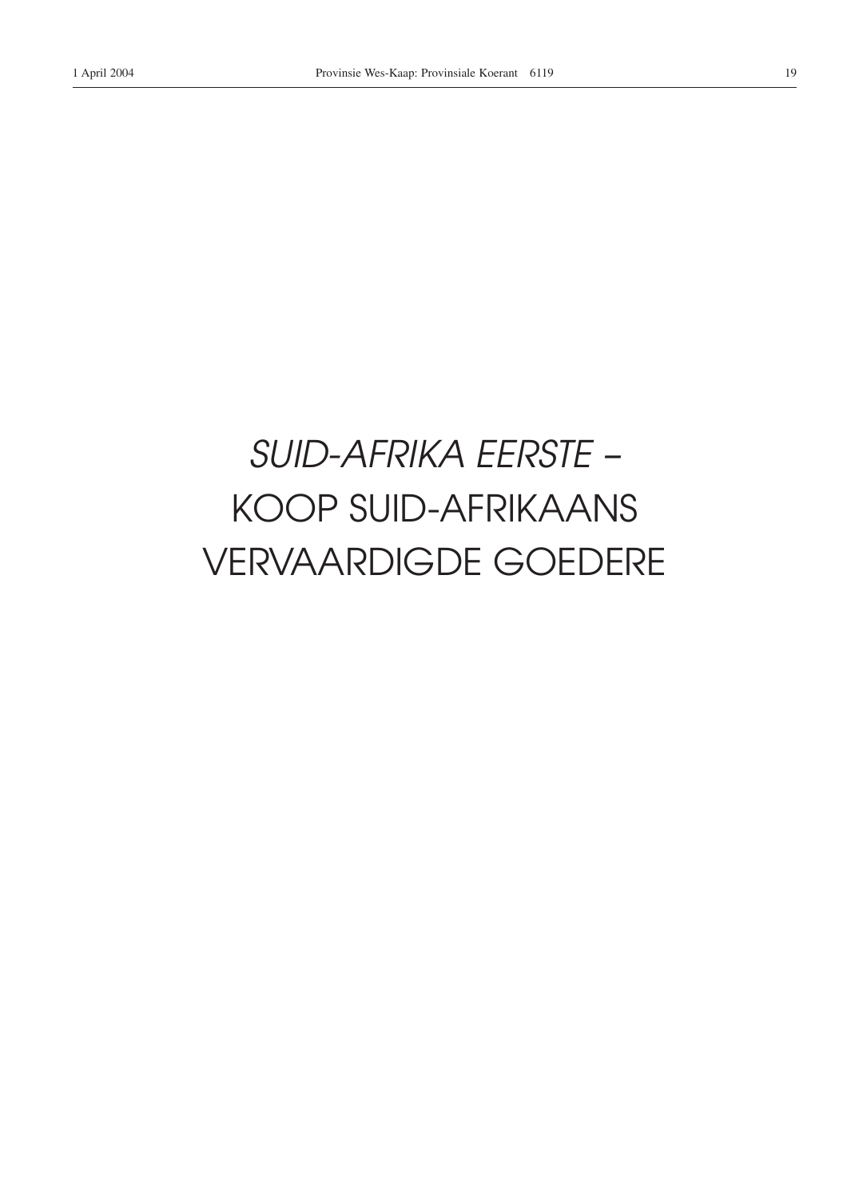*SUID-AFRIKA EERSTE* –
KOOP SUID-AFRIKAANS
VERVAARDIGDE GOEDERE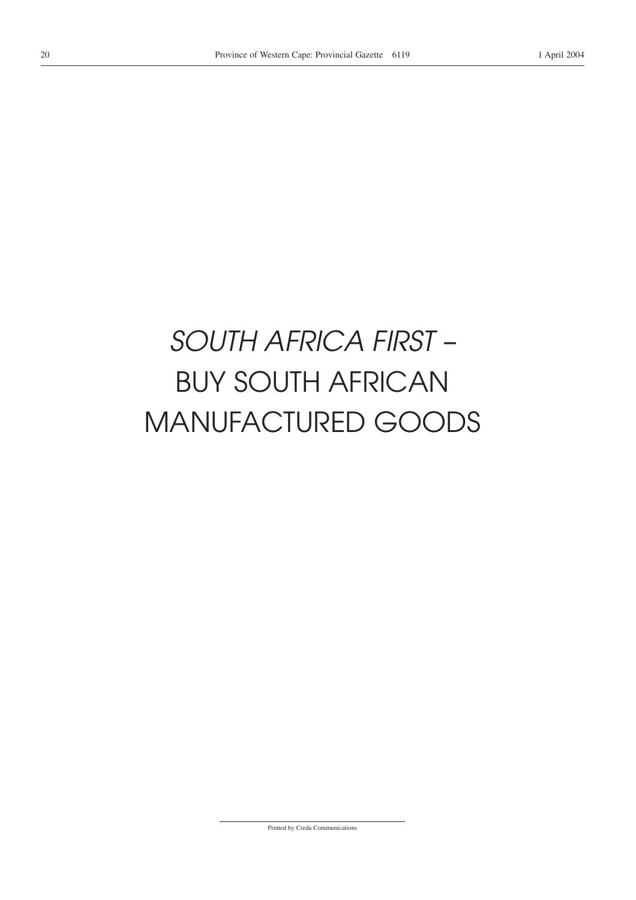*SOUTH AFRICA FIRST –*

BUY SOUTH AFRICAN

MANUFACTURED GOODS

Printed by Creda Communications